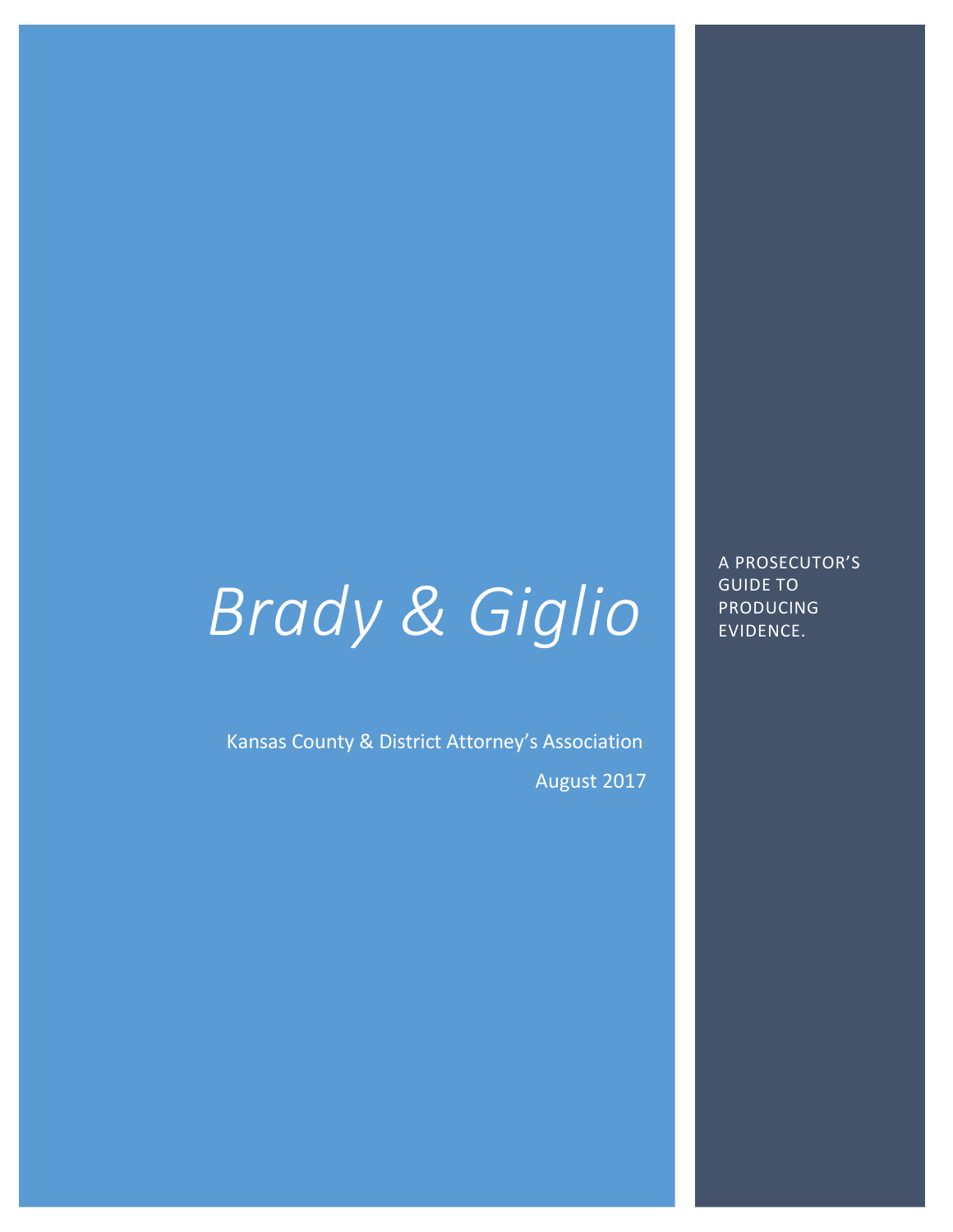# *Brady & Giglio*

Kansas County & District Attorney's Association

August 2017

A PROSECUTOR'S GUIDE TO PRODUCING EVIDENCE.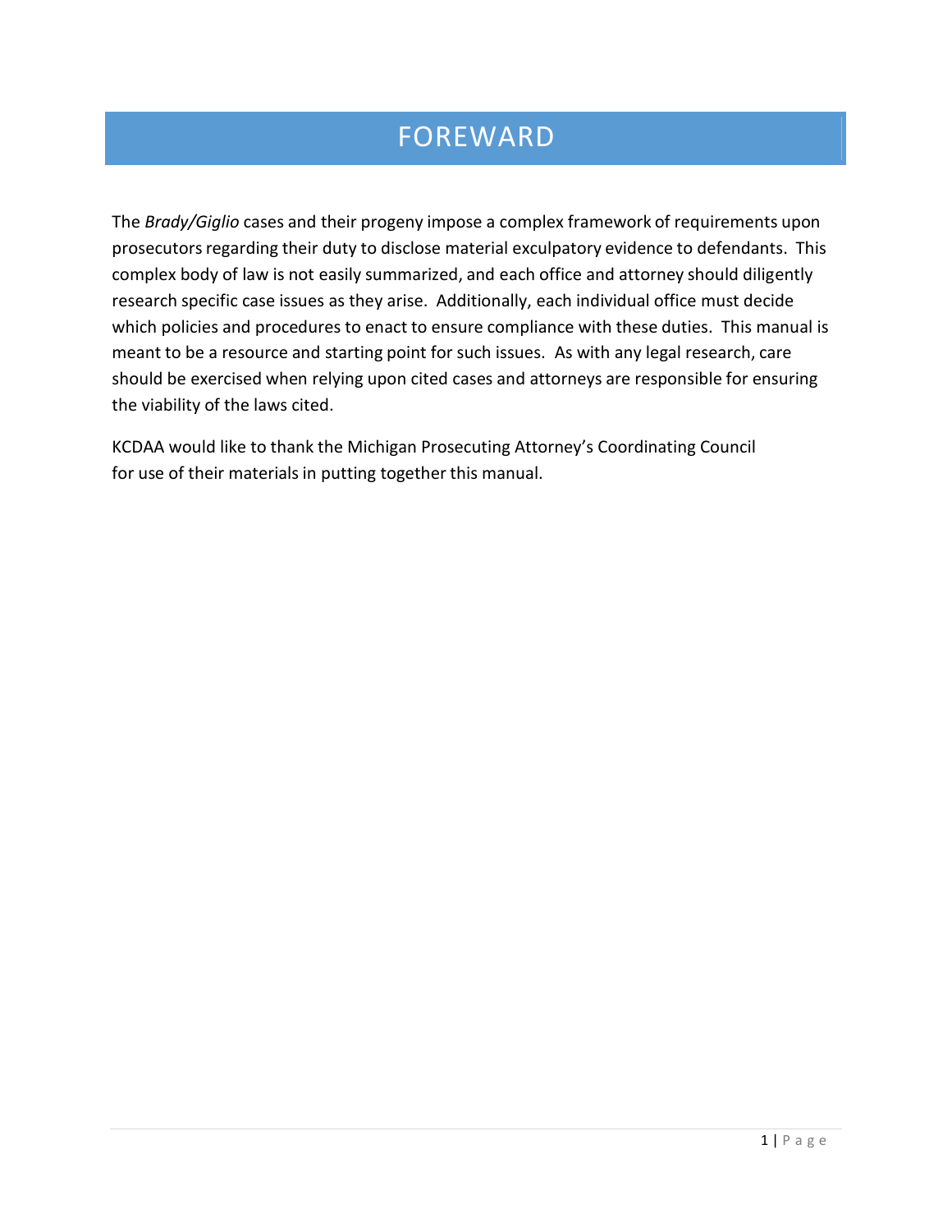# FOREWARD

The *Brady/Giglio* cases and their progeny impose a complex framework of requirements upon prosecutors regarding their duty to disclose material exculpatory evidence to defendants. This complex body of law is not easily summarized, and each office and attorney should diligently research specific case issues as they arise. Additionally, each individual office must decide which policies and procedures to enact to ensure compliance with these duties. This manual is meant to be a resource and starting point for such issues. As with any legal research, care should be exercised when relying upon cited cases and attorneys are responsible for ensuring the viability of the laws cited.

KCDAA would like to thank the Michigan Prosecuting Attorney's Coordinating Council for use of their materials in putting together this manual.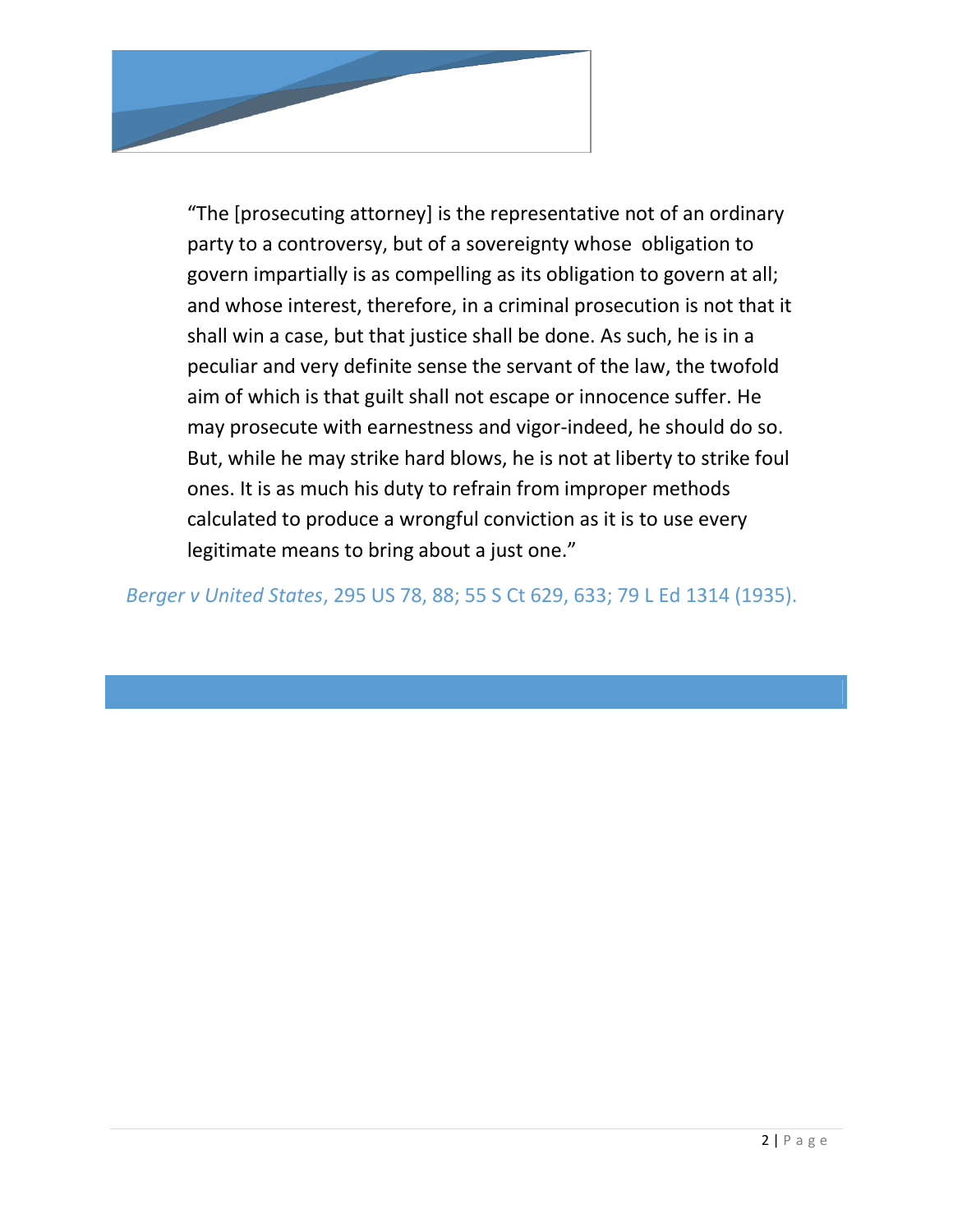> "The [prosecuting attorney] is the representative not of an ordinary party to a controversy, but of a sovereignty whose obligation to govern impartially is as compelling as its obligation to govern at all; and whose interest, therefore, in a criminal prosecution is not that it shall win a case, but that justice shall be done. As such, he is in a peculiar and very definite sense the servant of the law, the twofold aim of which is that guilt shall not escape or innocence suffer. He may prosecute with earnestness and vigor-indeed, he should do so. But, while he may strike hard blows, he is not at liberty to strike foul ones. It is as much his duty to refrain from improper methods calculated to produce a wrongful conviction as it is to use every legitimate means to bring about a just one."

*Berger v United States*, 295 US 78, 88; 55 S Ct 629, 633; 79 L Ed 1314 (1935).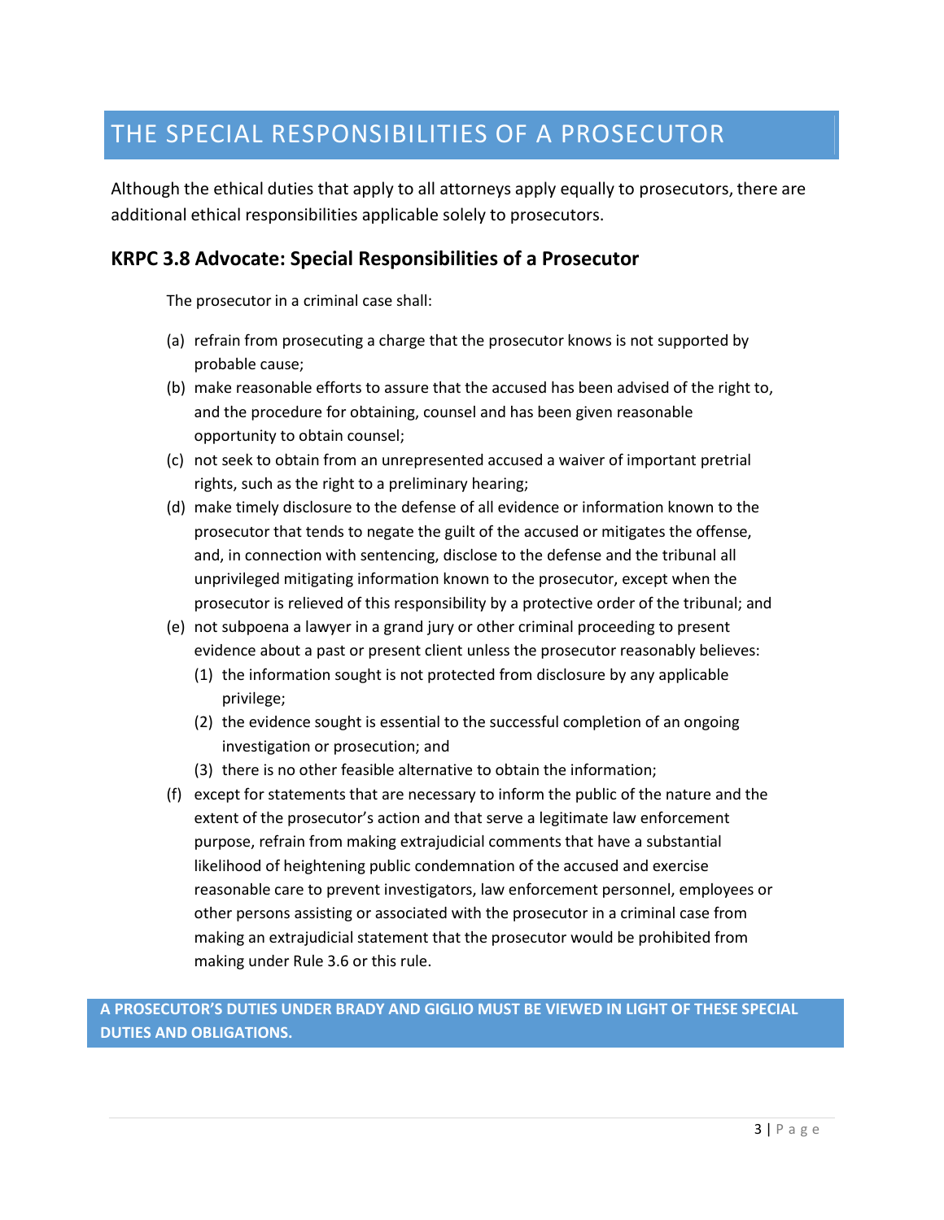# THE SPECIAL RESPONSIBILITIES OF A PROSECUTOR

Although the ethical duties that apply to all attorneys apply equally to prosecutors, there are additional ethical responsibilities applicable solely to prosecutors.

### KRPC 3.8 Advocate: Special Responsibilities of a Prosecutor

The prosecutor in a criminal case shall:

(a) refrain from prosecuting a charge that the prosecutor knows is not supported by probable cause;

(b) make reasonable efforts to assure that the accused has been advised of the right to, and the procedure for obtaining, counsel and has been given reasonable opportunity to obtain counsel;

(c) not seek to obtain from an unrepresented accused a waiver of important pretrial rights, such as the right to a preliminary hearing;

(d) make timely disclosure to the defense of all evidence or information known to the prosecutor that tends to negate the guilt of the accused or mitigates the offense, and, in connection with sentencing, disclose to the defense and the tribunal all unprivileged mitigating information known to the prosecutor, except when the prosecutor is relieved of this responsibility by a protective order of the tribunal; and

(e) not subpoena a lawyer in a grand jury or other criminal proceeding to present evidence about a past or present client unless the prosecutor reasonably believes:

   (1) the information sought is not protected from disclosure by any applicable privilege;

   (2) the evidence sought is essential to the successful completion of an ongoing investigation or prosecution; and

   (3) there is no other feasible alternative to obtain the information;

(f) except for statements that are necessary to inform the public of the nature and the extent of the prosecutor's action and that serve a legitimate law enforcement purpose, refrain from making extrajudicial comments that have a substantial likelihood of heightening public condemnation of the accused and exercise reasonable care to prevent investigators, law enforcement personnel, employees or other persons assisting or associated with the prosecutor in a criminal case from making an extrajudicial statement that the prosecutor would be prohibited from making under Rule 3.6 or this rule.

**A PROSECUTOR'S DUTIES UNDER BRADY AND GIGLIO MUST BE VIEWED IN LIGHT OF THESE SPECIAL DUTIES AND OBLIGATIONS.**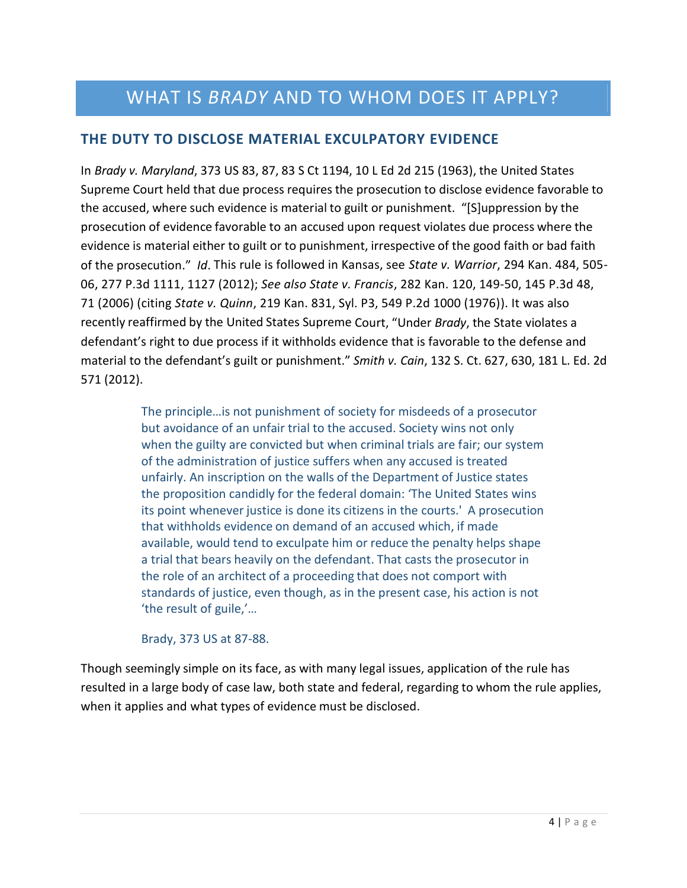# WHAT IS *BRADY* AND TO WHOM DOES IT APPLY?

## THE DUTY TO DISCLOSE MATERIAL EXCULPATORY EVIDENCE

In *Brady v. Maryland*, 373 US 83, 87, 83 S Ct 1194, 10 L Ed 2d 215 (1963), the United States Supreme Court held that due process requires the prosecution to disclose evidence favorable to the accused, where such evidence is material to guilt or punishment. "[S]uppression by the prosecution of evidence favorable to an accused upon request violates due process where the evidence is material either to guilt or to punishment, irrespective of the good faith or bad faith of the prosecution." *Id*. This rule is followed in Kansas, see *State v. Warrior*, 294 Kan. 484, 505-06, 277 P.3d 1111, 1127 (2012); *See also State v. Francis*, 282 Kan. 120, 149-50, 145 P.3d 48, 71 (2006) (citing *State v. Quinn*, 219 Kan. 831, Syl. P3, 549 P.2d 1000 (1976)). It was also recently reaffirmed by the United States Supreme Court, "Under *Brady*, the State violates a defendant's right to due process if it withholds evidence that is favorable to the defense and material to the defendant's guilt or punishment." *Smith v. Cain*, 132 S. Ct. 627, 630, 181 L. Ed. 2d 571 (2012).

> The principle…is not punishment of society for misdeeds of a prosecutor but avoidance of an unfair trial to the accused. Society wins not only when the guilty are convicted but when criminal trials are fair; our system of the administration of justice suffers when any accused is treated unfairly. An inscription on the walls of the Department of Justice states the proposition candidly for the federal domain: 'The United States wins its point whenever justice is done its citizens in the courts.' A prosecution that withholds evidence on demand of an accused which, if made available, would tend to exculpate him or reduce the penalty helps shape a trial that bears heavily on the defendant. That casts the prosecutor in the role of an architect of a proceeding that does not comport with standards of justice, even though, as in the present case, his action is not 'the result of guile,'…
>
> Brady, 373 US at 87-88.

Though seemingly simple on its face, as with many legal issues, application of the rule has resulted in a large body of case law, both state and federal, regarding to whom the rule applies, when it applies and what types of evidence must be disclosed.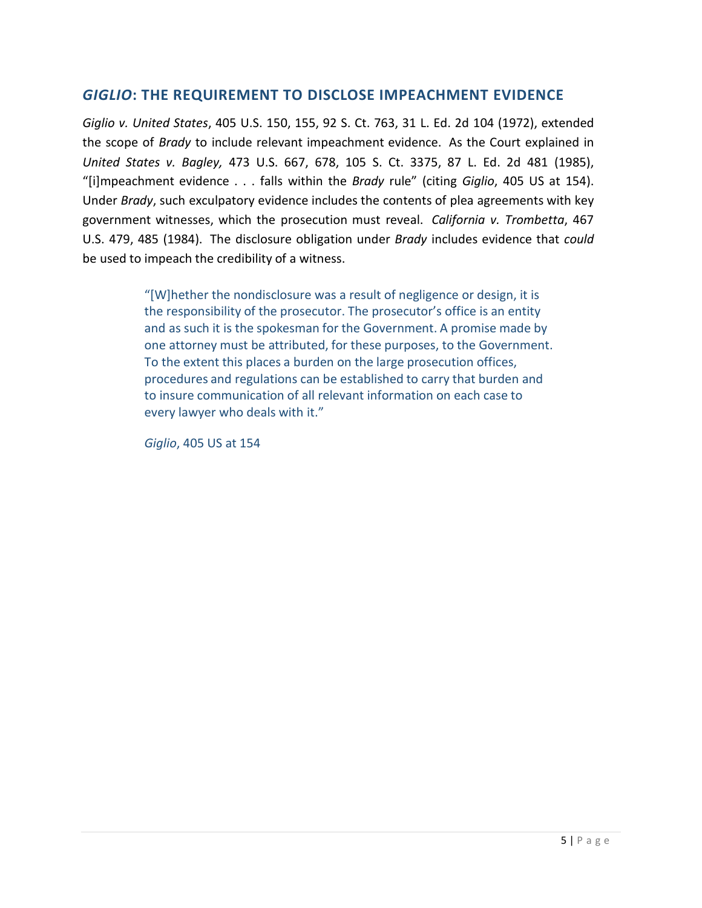## *GIGLIO*: THE REQUIREMENT TO DISCLOSE IMPEACHMENT EVIDENCE

*Giglio v. United States*, 405 U.S. 150, 155, 92 S. Ct. 763, 31 L. Ed. 2d 104 (1972), extended the scope of *Brady* to include relevant impeachment evidence. As the Court explained in *United States v. Bagley,* 473 U.S. 667, 678, 105 S. Ct. 3375, 87 L. Ed. 2d 481 (1985), "[i]mpeachment evidence . . . falls within the *Brady* rule" (citing *Giglio*, 405 US at 154). Under *Brady*, such exculpatory evidence includes the contents of plea agreements with key government witnesses, which the prosecution must reveal. *California v. Trombetta*, 467 U.S. 479, 485 (1984). The disclosure obligation under *Brady* includes evidence that *could* be used to impeach the credibility of a witness.

> "[W]hether the nondisclosure was a result of negligence or design, it is the responsibility of the prosecutor. The prosecutor's office is an entity and as such it is the spokesman for the Government. A promise made by one attorney must be attributed, for these purposes, to the Government. To the extent this places a burden on the large prosecution offices, procedures and regulations can be established to carry that burden and to insure communication of all relevant information on each case to every lawyer who deals with it."
>
> *Giglio*, 405 US at 154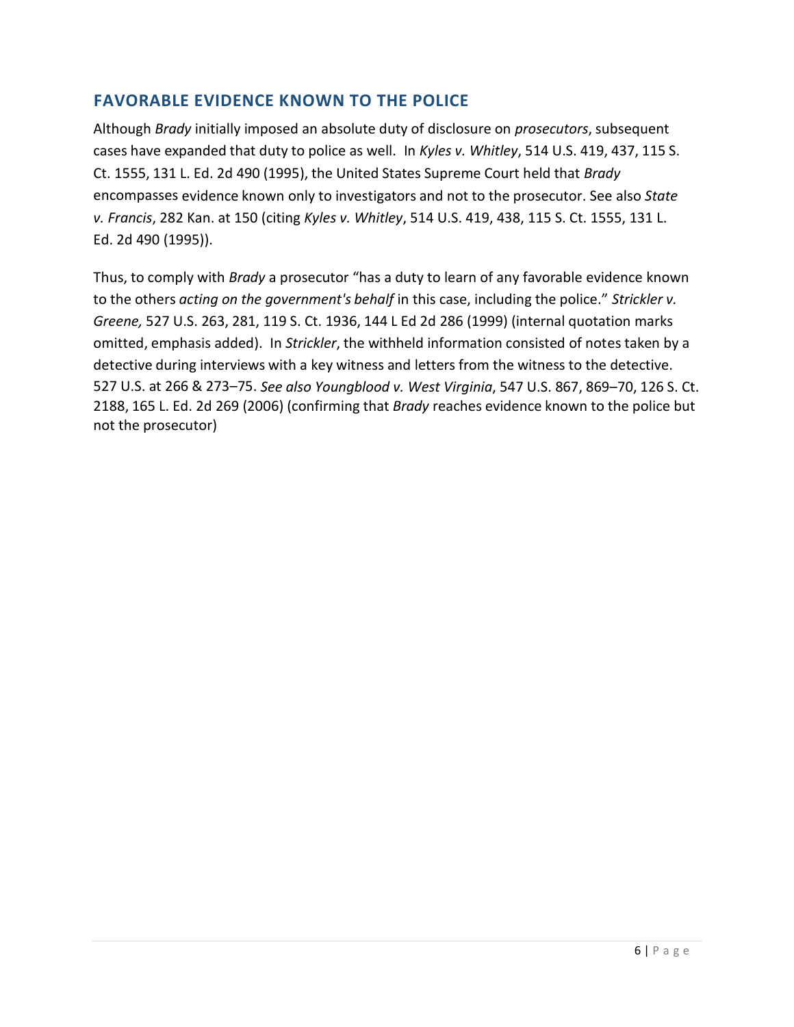## FAVORABLE EVIDENCE KNOWN TO THE POLICE

Although *Brady* initially imposed an absolute duty of disclosure on *prosecutors*, subsequent cases have expanded that duty to police as well. In *Kyles v. Whitley*, 514 U.S. 419, 437, 115 S. Ct. 1555, 131 L. Ed. 2d 490 (1995), the United States Supreme Court held that *Brady* encompasses evidence known only to investigators and not to the prosecutor. See also *State v. Francis*, 282 Kan. at 150 (citing *Kyles v. Whitley*, 514 U.S. 419, 438, 115 S. Ct. 1555, 131 L. Ed. 2d 490 (1995)).

Thus, to comply with *Brady* a prosecutor "has a duty to learn of any favorable evidence known to the others *acting on the government's behalf* in this case, including the police." *Strickler v. Greene,* 527 U.S. 263, 281, 119 S. Ct. 1936, 144 L Ed 2d 286 (1999) (internal quotation marks omitted, emphasis added). In *Strickler*, the withheld information consisted of notes taken by a detective during interviews with a key witness and letters from the witness to the detective. 527 U.S. at 266 & 273–75. *See also Youngblood v. West Virginia*, 547 U.S. 867, 869–70, 126 S. Ct. 2188, 165 L. Ed. 2d 269 (2006) (confirming that *Brady* reaches evidence known to the police but not the prosecutor)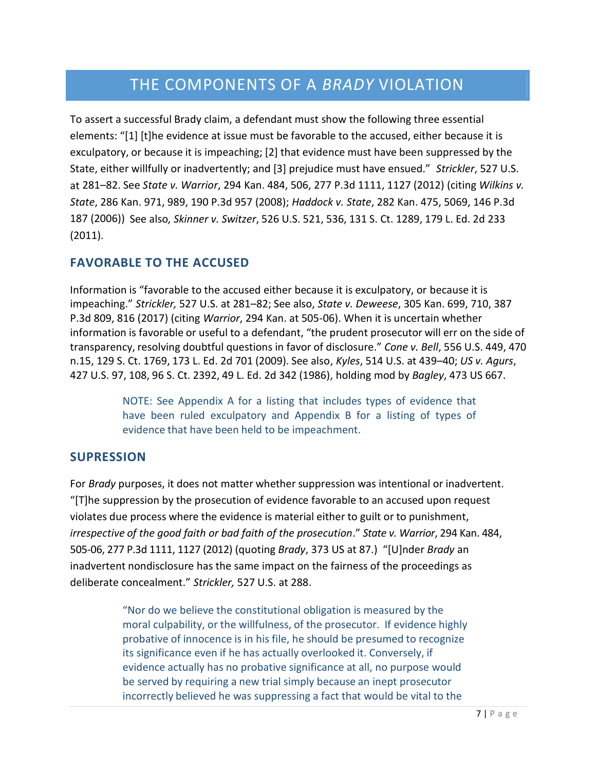# THE COMPONENTS OF A *BRADY* VIOLATION

To assert a successful Brady claim, a defendant must show the following three essential elements: "[1] [t]he evidence at issue must be favorable to the accused, either because it is exculpatory, or because it is impeaching; [2] that evidence must have been suppressed by the State, either willfully or inadvertently; and [3] prejudice must have ensued." *Strickler*, 527 U.S. at 281–82. See *State v. Warrior*, 294 Kan. 484, 506, 277 P.3d 1111, 1127 (2012) (citing *Wilkins v. State*, 286 Kan. 971, 989, 190 P.3d 957 (2008); *Haddock v. State*, 282 Kan. 475, 5069, 146 P.3d 187 (2006)) See also*, Skinner v. Switzer*, 526 U.S. 521, 536, 131 S. Ct. 1289, 179 L. Ed. 2d 233 (2011).

## FAVORABLE TO THE ACCUSED

Information is "favorable to the accused either because it is exculpatory, or because it is impeaching." *Strickler,* 527 U.S. at 281–82; See also, *State v. Deweese*, 305 Kan. 699, 710, 387 P.3d 809, 816 (2017) (citing *Warrior*, 294 Kan. at 505-06). When it is uncertain whether information is favorable or useful to a defendant, "the prudent prosecutor will err on the side of transparency, resolving doubtful questions in favor of disclosure." *Cone v. Bell*, 556 U.S. 449, 470 n.15, 129 S. Ct. 1769, 173 L. Ed. 2d 701 (2009). See also, *Kyles*, 514 U.S. at 439–40; *US v. Agurs*, 427 U.S. 97, 108, 96 S. Ct. 2392, 49 L. Ed. 2d 342 (1986), holding mod by *Bagley*, 473 US 667.

> NOTE: See Appendix A for a listing that includes types of evidence that have been ruled exculpatory and Appendix B for a listing of types of evidence that have been held to be impeachment.

## SUPRESSION

For *Brady* purposes, it does not matter whether suppression was intentional or inadvertent. "[T]he suppression by the prosecution of evidence favorable to an accused upon request violates due process where the evidence is material either to guilt or to punishment, *irrespective of the good faith or bad faith of the prosecution*." *State v. Warrior*, 294 Kan. 484, 505-06, 277 P.3d 1111, 1127 (2012) (quoting *Brady*, 373 US at 87.) "[U]nder *Brady* an inadvertent nondisclosure has the same impact on the fairness of the proceedings as deliberate concealment." *Strickler,* 527 U.S. at 288.

> "Nor do we believe the constitutional obligation is measured by the moral culpability, or the willfulness, of the prosecutor. If evidence highly probative of innocence is in his file, he should be presumed to recognize its significance even if he has actually overlooked it. Conversely, if evidence actually has no probative significance at all, no purpose would be served by requiring a new trial simply because an inept prosecutor incorrectly believed he was suppressing a fact that would be vital to the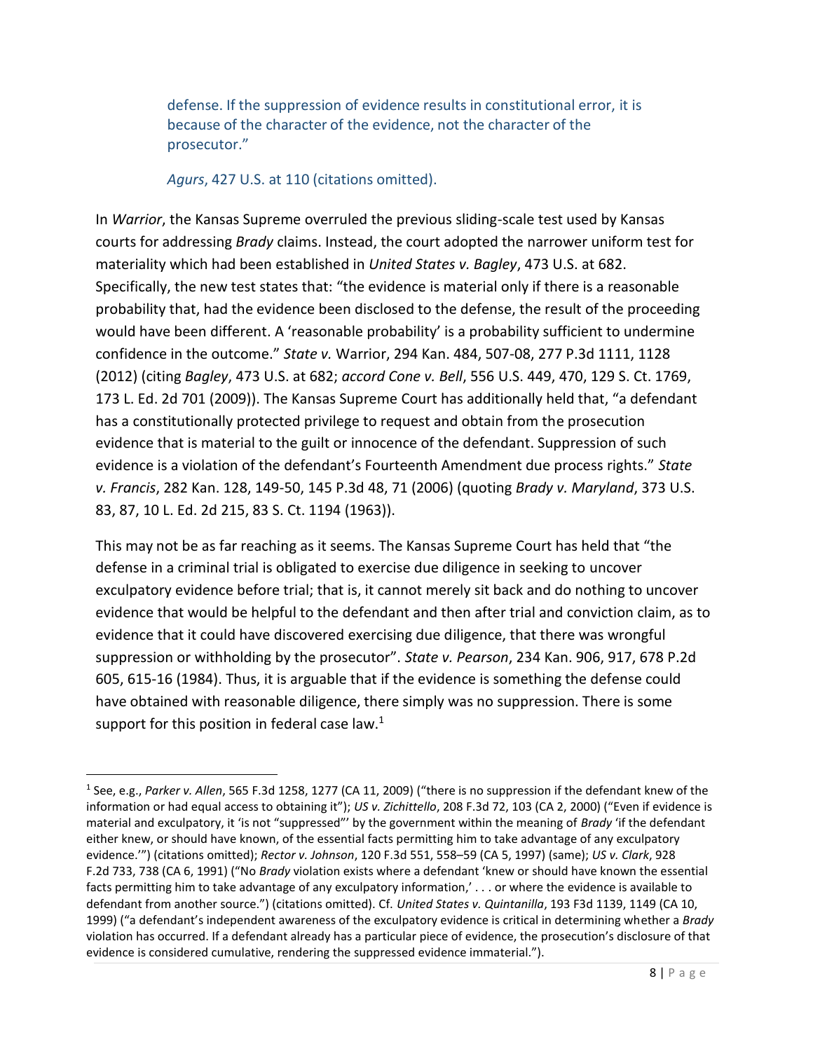> defense. If the suppression of evidence results in constitutional error, it is because of the character of the evidence, not the character of the prosecutor."
>
> *Agurs*, 427 U.S. at 110 (citations omitted).

In *Warrior*, the Kansas Supreme overruled the previous sliding-scale test used by Kansas courts for addressing *Brady* claims. Instead, the court adopted the narrower uniform test for materiality which had been established in *United States v. Bagley*, 473 U.S. at 682. Specifically, the new test states that: "the evidence is material only if there is a reasonable probability that, had the evidence been disclosed to the defense, the result of the proceeding would have been different. A 'reasonable probability' is a probability sufficient to undermine confidence in the outcome." *State v.* Warrior, 294 Kan. 484, 507-08, 277 P.3d 1111, 1128 (2012) (citing *Bagley*, 473 U.S. at 682; *accord Cone v. Bell*, 556 U.S. 449, 470, 129 S. Ct. 1769, 173 L. Ed. 2d 701 (2009)). The Kansas Supreme Court has additionally held that, "a defendant has a constitutionally protected privilege to request and obtain from the prosecution evidence that is material to the guilt or innocence of the defendant. Suppression of such evidence is a violation of the defendant's Fourteenth Amendment due process rights." *State v. Francis*, 282 Kan. 128, 149-50, 145 P.3d 48, 71 (2006) (quoting *Brady v. Maryland*, 373 U.S. 83, 87, 10 L. Ed. 2d 215, 83 S. Ct. 1194 (1963)).

This may not be as far reaching as it seems. The Kansas Supreme Court has held that "the defense in a criminal trial is obligated to exercise due diligence in seeking to uncover exculpatory evidence before trial; that is, it cannot merely sit back and do nothing to uncover evidence that would be helpful to the defendant and then after trial and conviction claim, as to evidence that it could have discovered exercising due diligence, that there was wrongful suppression or withholding by the prosecutor". *State v. Pearson*, 234 Kan. 906, 917, 678 P.2d 605, 615-16 (1984). Thus, it is arguable that if the evidence is something the defense could have obtained with reasonable diligence, there simply was no suppression. There is some support for this position in federal case law.[1]

---

[1] See, e.g., *Parker v. Allen*, 565 F.3d 1258, 1277 (CA 11, 2009) ("there is no suppression if the defendant knew of the information or had equal access to obtaining it"); *US v. Zichittello*, 208 F.3d 72, 103 (CA 2, 2000) ("Even if evidence is material and exculpatory, it 'is not "suppressed"' by the government within the meaning of *Brady* 'if the defendant either knew, or should have known, of the essential facts permitting him to take advantage of any exculpatory evidence.'") (citations omitted); *Rector v. Johnson*, 120 F.3d 551, 558–59 (CA 5, 1997) (same); *US v. Clark*, 928 F.2d 733, 738 (CA 6, 1991) ("No *Brady* violation exists where a defendant 'knew or should have known the essential facts permitting him to take advantage of any exculpatory information,' . . . or where the evidence is available to defendant from another source.") (citations omitted). Cf. *United States v. Quintanilla*, 193 F3d 1139, 1149 (CA 10, 1999) ("a defendant's independent awareness of the exculpatory evidence is critical in determining whether a *Brady* violation has occurred. If a defendant already has a particular piece of evidence, the prosecution's disclosure of that evidence is considered cumulative, rendering the suppressed evidence immaterial.").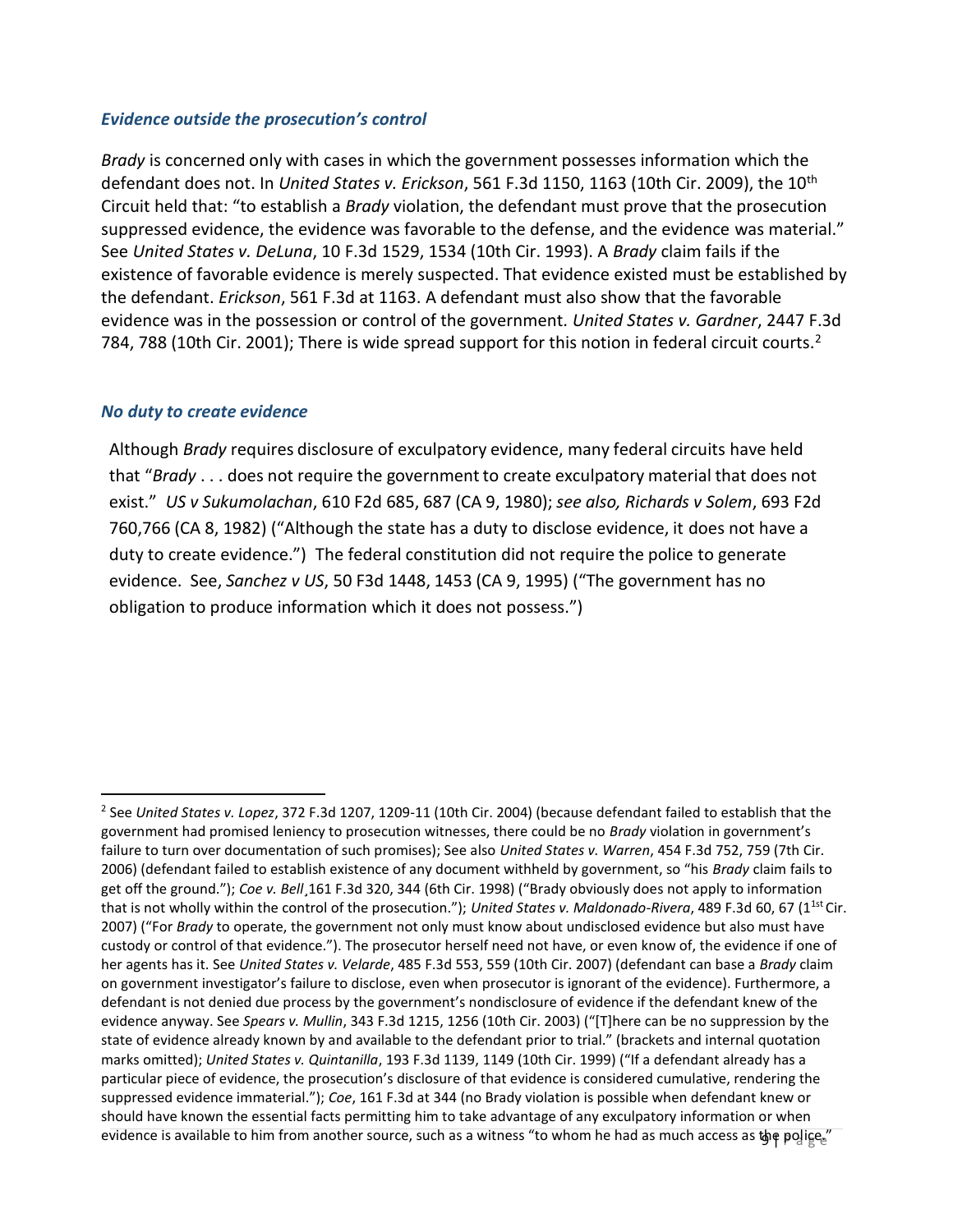### *Evidence outside the prosecution's control*

*Brady* is concerned only with cases in which the government possesses information which the defendant does not. In *United States v. Erickson*, 561 F.3d 1150, 1163 (10th Cir. 2009), the 10th Circuit held that: "to establish a *Brady* violation, the defendant must prove that the prosecution suppressed evidence, the evidence was favorable to the defense, and the evidence was material." See *United States v. DeLuna*, 10 F.3d 1529, 1534 (10th Cir. 1993). A *Brady* claim fails if the existence of favorable evidence is merely suspected. That evidence existed must be established by the defendant. *Erickson*, 561 F.3d at 1163. A defendant must also show that the favorable evidence was in the possession or control of the government. *United States v. Gardner*, 2447 F.3d 784, 788 (10th Cir. 2001); There is wide spread support for this notion in federal circuit courts.[2]

### *No duty to create evidence*

Although *Brady* requires disclosure of exculpatory evidence, many federal circuits have held that "*Brady* . . . does not require the government to create exculpatory material that does not exist." *US v Sukumolachan*, 610 F2d 685, 687 (CA 9, 1980); *see also, Richards v Solem*, 693 F2d 760,766 (CA 8, 1982) ("Although the state has a duty to disclose evidence, it does not have a duty to create evidence.") The federal constitution did not require the police to generate evidence. See, *Sanchez v US*, 50 F3d 1448, 1453 (CA 9, 1995) ("The government has no obligation to produce information which it does not possess.")

---

[2] See *United States v. Lopez*, 372 F.3d 1207, 1209-11 (10th Cir. 2004) (because defendant failed to establish that the government had promised leniency to prosecution witnesses, there could be no *Brady* violation in government's failure to turn over documentation of such promises); See also *United States v. Warren*, 454 F.3d 752, 759 (7th Cir. 2006) (defendant failed to establish existence of any document withheld by government, so "his *Brady* claim fails to get off the ground."); *Coe v. Bell*¸161 F.3d 320, 344 (6th Cir. 1998) ("Brady obviously does not apply to information that is not wholly within the control of the prosecution."); *United States v. Maldonado-Rivera*, 489 F.3d 60, 67 (1st Cir. 2007) ("For *Brady* to operate, the government not only must know about undisclosed evidence but also must have custody or control of that evidence."). The prosecutor herself need not have, or even know of, the evidence if one of her agents has it. See *United States v. Velarde*, 485 F.3d 553, 559 (10th Cir. 2007) (defendant can base a *Brady* claim on government investigator's failure to disclose, even when prosecutor is ignorant of the evidence). Furthermore, a defendant is not denied due process by the government's nondisclosure of evidence if the defendant knew of the evidence anyway. See *Spears v. Mullin*, 343 F.3d 1215, 1256 (10th Cir. 2003) ("[T]here can be no suppression by the state of evidence already known by and available to the defendant prior to trial." (brackets and internal quotation marks omitted); *United States v. Quintanilla*, 193 F.3d 1139, 1149 (10th Cir. 1999) ("If a defendant already has a particular piece of evidence, the prosecution's disclosure of that evidence is considered cumulative, rendering the suppressed evidence immaterial."); *Coe*, 161 F.3d at 344 (no Brady violation is possible when defendant knew or should have known the essential facts permitting him to take advantage of any exculpatory information or when evidence is available to him from another source, such as a witness "to whom he had as much access as the police."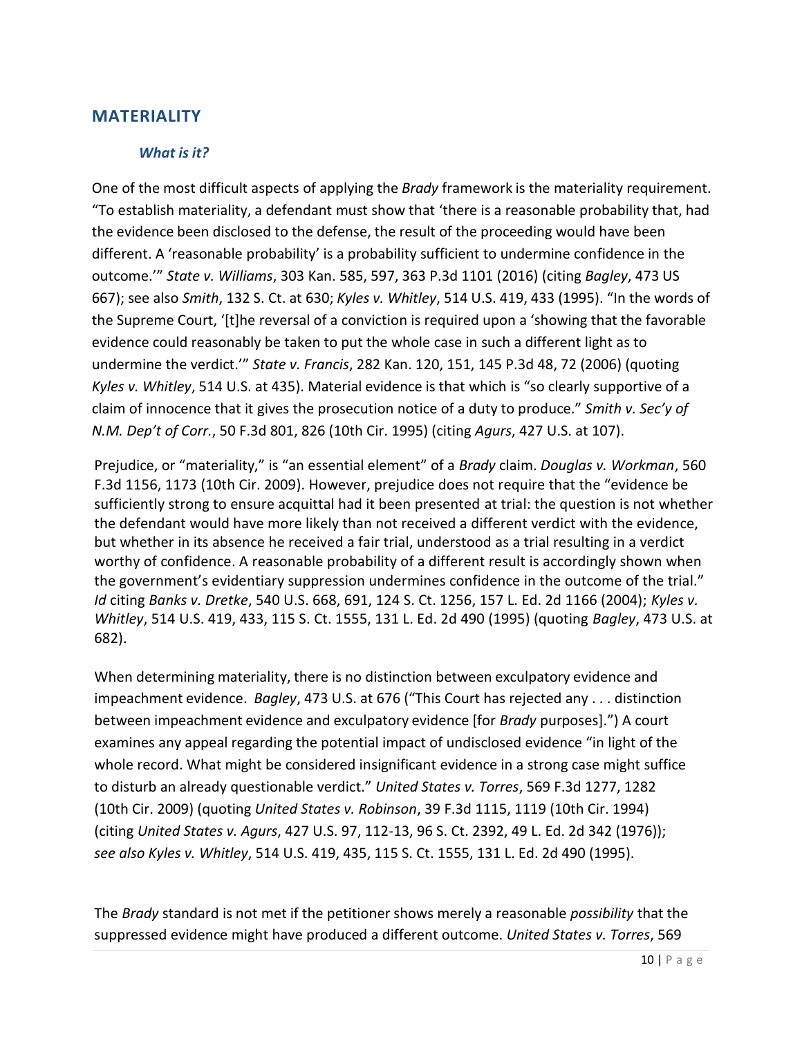## MATERIALITY

### *What is it?*

One of the most difficult aspects of applying the *Brady* framework is the materiality requirement. "To establish materiality, a defendant must show that 'there is a reasonable probability that, had the evidence been disclosed to the defense, the result of the proceeding would have been different. A 'reasonable probability' is a probability sufficient to undermine confidence in the outcome.'" *State v. Williams*, 303 Kan. 585, 597, 363 P.3d 1101 (2016) (citing *Bagley*, 473 US 667); see also *Smith*, 132 S. Ct. at 630; *Kyles v. Whitley*, 514 U.S. 419, 433 (1995). "In the words of the Supreme Court, '[t]he reversal of a conviction is required upon a 'showing that the favorable evidence could reasonably be taken to put the whole case in such a different light as to undermine the verdict.'" *State v. Francis*, 282 Kan. 120, 151, 145 P.3d 48, 72 (2006) (quoting *Kyles v. Whitley*, 514 U.S. at 435). Material evidence is that which is "so clearly supportive of a claim of innocence that it gives the prosecution notice of a duty to produce." *Smith v. Sec'y of N.M. Dep't of Corr.*, 50 F.3d 801, 826 (10th Cir. 1995) (citing *Agurs*, 427 U.S. at 107).

Prejudice, or "materiality," is "an essential element" of a *Brady* claim. *Douglas v. Workman*, 560 F.3d 1156, 1173 (10th Cir. 2009). However, prejudice does not require that the "evidence be sufficiently strong to ensure acquittal had it been presented at trial: the question is not whether the defendant would have more likely than not received a different verdict with the evidence, but whether in its absence he received a fair trial, understood as a trial resulting in a verdict worthy of confidence. A reasonable probability of a different result is accordingly shown when the government's evidentiary suppression undermines confidence in the outcome of the trial." *Id* citing *Banks v. Dretke*, 540 U.S. 668, 691, 124 S. Ct. 1256, 157 L. Ed. 2d 1166 (2004); *Kyles v. Whitley*, 514 U.S. 419, 433, 115 S. Ct. 1555, 131 L. Ed. 2d 490 (1995) (quoting *Bagley*, 473 U.S. at 682).

When determining materiality, there is no distinction between exculpatory evidence and impeachment evidence. *Bagley*, 473 U.S. at 676 ("This Court has rejected any . . . distinction between impeachment evidence and exculpatory evidence [for *Brady* purposes].") A court examines any appeal regarding the potential impact of undisclosed evidence "in light of the whole record. What might be considered insignificant evidence in a strong case might suffice to disturb an already questionable verdict." *United States v. Torres*, 569 F.3d 1277, 1282 (10th Cir. 2009) (quoting *United States v. Robinson*, 39 F.3d 1115, 1119 (10th Cir. 1994) (citing *United States v. Agurs*, 427 U.S. 97, 112-13, 96 S. Ct. 2392, 49 L. Ed. 2d 342 (1976)); *see also Kyles v. Whitley*, 514 U.S. 419, 435, 115 S. Ct. 1555, 131 L. Ed. 2d 490 (1995).

The *Brady* standard is not met if the petitioner shows merely a reasonable *possibility* that the suppressed evidence might have produced a different outcome. *United States v. Torres*, 569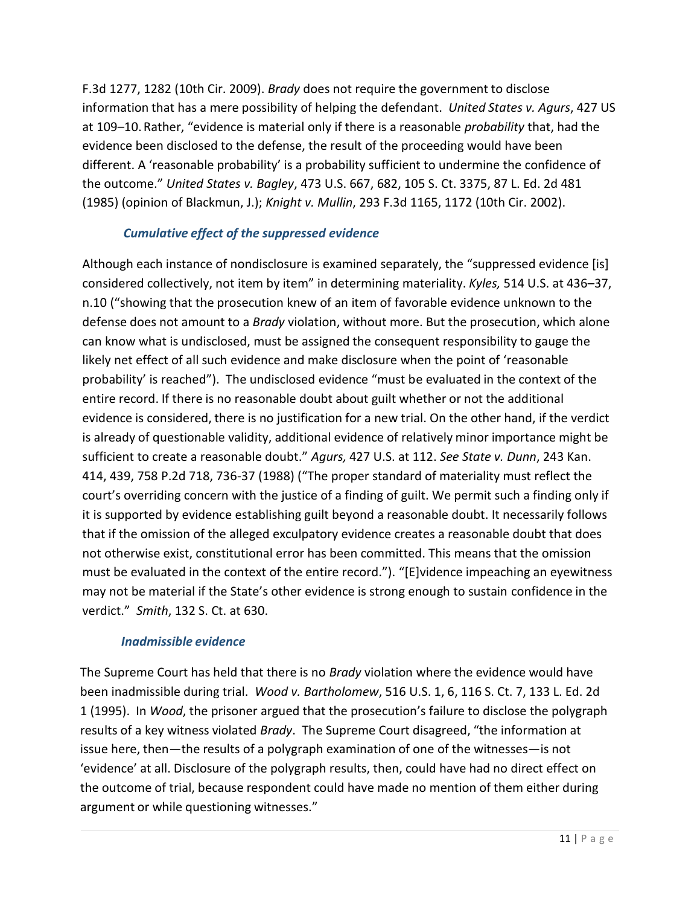F.3d 1277, 1282 (10th Cir. 2009). *Brady* does not require the government to disclose information that has a mere possibility of helping the defendant. *United States v. Agurs*, 427 US at 109–10. Rather, "evidence is material only if there is a reasonable *probability* that, had the evidence been disclosed to the defense, the result of the proceeding would have been different. A 'reasonable probability' is a probability sufficient to undermine the confidence of the outcome." *United States v. Bagley*, 473 U.S. 667, 682, 105 S. Ct. 3375, 87 L. Ed. 2d 481 (1985) (opinion of Blackmun, J.); *Knight v. Mullin*, 293 F.3d 1165, 1172 (10th Cir. 2002).

### *Cumulative effect of the suppressed evidence*

Although each instance of nondisclosure is examined separately, the "suppressed evidence [is] considered collectively, not item by item" in determining materiality. *Kyles,* 514 U.S. at 436–37, n.10 ("showing that the prosecution knew of an item of favorable evidence unknown to the defense does not amount to a *Brady* violation, without more. But the prosecution, which alone can know what is undisclosed, must be assigned the consequent responsibility to gauge the likely net effect of all such evidence and make disclosure when the point of 'reasonable probability' is reached"). The undisclosed evidence "must be evaluated in the context of the entire record. If there is no reasonable doubt about guilt whether or not the additional evidence is considered, there is no justification for a new trial. On the other hand, if the verdict is already of questionable validity, additional evidence of relatively minor importance might be sufficient to create a reasonable doubt." *Agurs,* 427 U.S. at 112. *See State v. Dunn*, 243 Kan. 414, 439, 758 P.2d 718, 736-37 (1988) ("The proper standard of materiality must reflect the court's overriding concern with the justice of a finding of guilt. We permit such a finding only if it is supported by evidence establishing guilt beyond a reasonable doubt. It necessarily follows that if the omission of the alleged exculpatory evidence creates a reasonable doubt that does not otherwise exist, constitutional error has been committed. This means that the omission must be evaluated in the context of the entire record."). "[E]vidence impeaching an eyewitness may not be material if the State's other evidence is strong enough to sustain confidence in the verdict." *Smith*, 132 S. Ct. at 630.

### *Inadmissible evidence*

The Supreme Court has held that there is no *Brady* violation where the evidence would have been inadmissible during trial. *Wood v. Bartholomew*, 516 U.S. 1, 6, 116 S. Ct. 7, 133 L. Ed. 2d 1 (1995). In *Wood*, the prisoner argued that the prosecution's failure to disclose the polygraph results of a key witness violated *Brady*. The Supreme Court disagreed, "the information at issue here, then—the results of a polygraph examination of one of the witnesses—is not 'evidence' at all. Disclosure of the polygraph results, then, could have had no direct effect on the outcome of trial, because respondent could have made no mention of them either during argument or while questioning witnesses."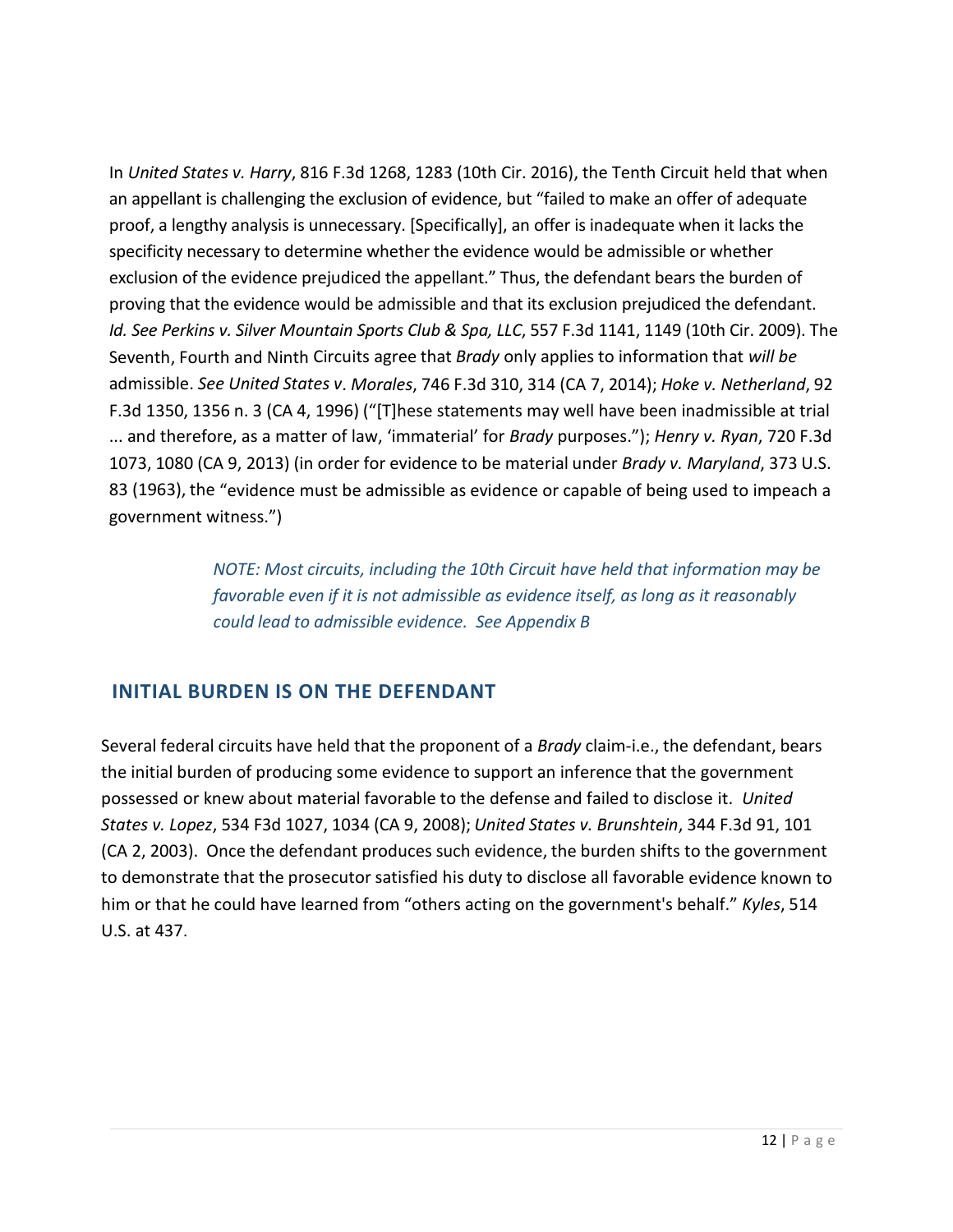In *United States v. Harry*, 816 F.3d 1268, 1283 (10th Cir. 2016), the Tenth Circuit held that when an appellant is challenging the exclusion of evidence, but "failed to make an offer of adequate proof, a lengthy analysis is unnecessary. [Specifically], an offer is inadequate when it lacks the specificity necessary to determine whether the evidence would be admissible or whether exclusion of the evidence prejudiced the appellant." Thus, the defendant bears the burden of proving that the evidence would be admissible and that its exclusion prejudiced the defendant. *Id. See Perkins v. Silver Mountain Sports Club & Spa, LLC*, 557 F.3d 1141, 1149 (10th Cir. 2009). The Seventh, Fourth and Ninth Circuits agree that *Brady* only applies to information that *will be* admissible. *See United States v. Morales*, 746 F.3d 310, 314 (CA 7, 2014); *Hoke v. Netherland*, 92 F.3d 1350, 1356 n. 3 (CA 4, 1996) ("[T]hese statements may well have been inadmissible at trial ... and therefore, as a matter of law, 'immaterial' for *Brady* purposes."); *Henry v. Ryan*, 720 F.3d 1073, 1080 (CA 9, 2013) (in order for evidence to be material under *Brady v. Maryland*, 373 U.S. 83 (1963), the "evidence must be admissible as evidence or capable of being used to impeach a government witness.")

> *NOTE: Most circuits, including the 10th Circuit have held that information may be favorable even if it is not admissible as evidence itself, as long as it reasonably could lead to admissible evidence. See Appendix B*

## INITIAL BURDEN IS ON THE DEFENDANT

Several federal circuits have held that the proponent of a *Brady* claim-i.e., the defendant, bears the initial burden of producing some evidence to support an inference that the government possessed or knew about material favorable to the defense and failed to disclose it. *United States v. Lopez*, 534 F3d 1027, 1034 (CA 9, 2008); *United States v. Brunshtein*, 344 F.3d 91, 101 (CA 2, 2003). Once the defendant produces such evidence, the burden shifts to the government to demonstrate that the prosecutor satisfied his duty to disclose all favorable evidence known to him or that he could have learned from "others acting on the government's behalf." *Kyles*, 514 U.S. at 437.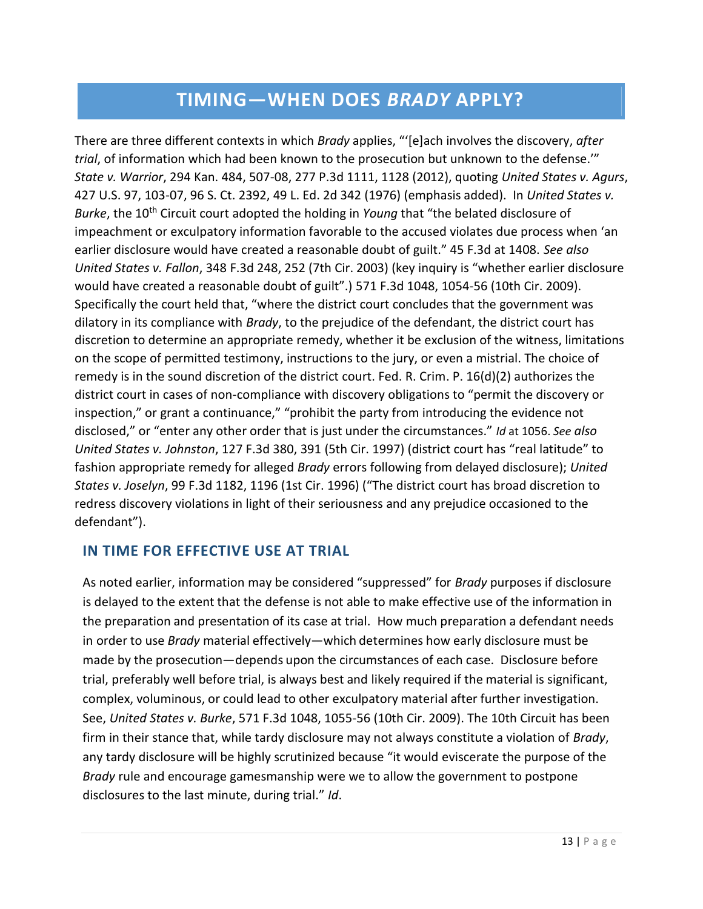# TIMING—WHEN DOES *BRADY* APPLY?

There are three different contexts in which *Brady* applies, "'[e]ach involves the discovery, *after trial*, of information which had been known to the prosecution but unknown to the defense.'" *State v. Warrior*, 294 Kan. 484, 507-08, 277 P.3d 1111, 1128 (2012), quoting *United States v. Agurs*, 427 U.S. 97, 103-07, 96 S. Ct. 2392, 49 L. Ed. 2d 342 (1976) (emphasis added). In *United States v. Burke*, the 10th Circuit court adopted the holding in *Young* that "the belated disclosure of impeachment or exculpatory information favorable to the accused violates due process when 'an earlier disclosure would have created a reasonable doubt of guilt." 45 F.3d at 1408. *See also United States v. Fallon*, 348 F.3d 248, 252 (7th Cir. 2003) (key inquiry is "whether earlier disclosure would have created a reasonable doubt of guilt".) 571 F.3d 1048, 1054-56 (10th Cir. 2009). Specifically the court held that, "where the district court concludes that the government was dilatory in its compliance with *Brady*, to the prejudice of the defendant, the district court has discretion to determine an appropriate remedy, whether it be exclusion of the witness, limitations on the scope of permitted testimony, instructions to the jury, or even a mistrial. The choice of remedy is in the sound discretion of the district court. Fed. R. Crim. P. 16(d)(2) authorizes the district court in cases of non-compliance with discovery obligations to "permit the discovery or inspection," or grant a continuance," "prohibit the party from introducing the evidence not disclosed," or "enter any other order that is just under the circumstances." *Id* at 1056. *See also United States v. Johnston*, 127 F.3d 380, 391 (5th Cir. 1997) (district court has "real latitude" to fashion appropriate remedy for alleged *Brady* errors following from delayed disclosure); *United States v. Joselyn*, 99 F.3d 1182, 1196 (1st Cir. 1996) ("The district court has broad discretion to redress discovery violations in light of their seriousness and any prejudice occasioned to the defendant").

## IN TIME FOR EFFECTIVE USE AT TRIAL

As noted earlier, information may be considered "suppressed" for *Brady* purposes if disclosure is delayed to the extent that the defense is not able to make effective use of the information in the preparation and presentation of its case at trial. How much preparation a defendant needs in order to use *Brady* material effectively—which determines how early disclosure must be made by the prosecution—depends upon the circumstances of each case. Disclosure before trial, preferably well before trial, is always best and likely required if the material is significant, complex, voluminous, or could lead to other exculpatory material after further investigation. See, *United States v. Burke*, 571 F.3d 1048, 1055-56 (10th Cir. 2009). The 10th Circuit has been firm in their stance that, while tardy disclosure may not always constitute a violation of *Brady*, any tardy disclosure will be highly scrutinized because "it would eviscerate the purpose of the *Brady* rule and encourage gamesmanship were we to allow the government to postpone disclosures to the last minute, during trial." *Id*.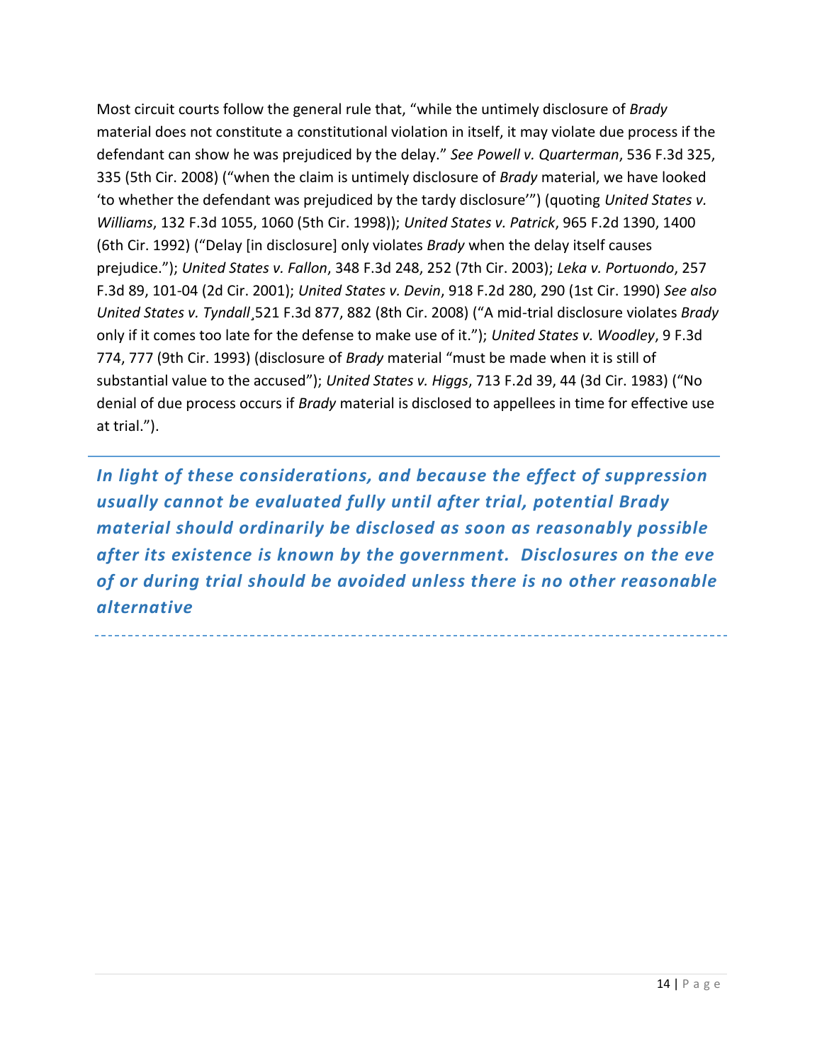Most circuit courts follow the general rule that, "while the untimely disclosure of *Brady* material does not constitute a constitutional violation in itself, it may violate due process if the defendant can show he was prejudiced by the delay." *See Powell v. Quarterman*, 536 F.3d 325, 335 (5th Cir. 2008) ("when the claim is untimely disclosure of *Brady* material, we have looked 'to whether the defendant was prejudiced by the tardy disclosure'") (quoting *United States v. Williams*, 132 F.3d 1055, 1060 (5th Cir. 1998)); *United States v. Patrick*, 965 F.2d 1390, 1400 (6th Cir. 1992) ("Delay [in disclosure] only violates *Brady* when the delay itself causes prejudice."); *United States v. Fallon*, 348 F.3d 248, 252 (7th Cir. 2003); *Leka v. Portuondo*, 257 F.3d 89, 101-04 (2d Cir. 2001); *United States v. Devin*, 918 F.2d 280, 290 (1st Cir. 1990) *See also United States v. Tyndall*¸521 F.3d 877, 882 (8th Cir. 2008) ("A mid-trial disclosure violates *Brady* only if it comes too late for the defense to make use of it."); *United States v. Woodley*, 9 F.3d 774, 777 (9th Cir. 1993) (disclosure of *Brady* material "must be made when it is still of substantial value to the accused"); *United States v. Higgs*, 713 F.2d 39, 44 (3d Cir. 1983) ("No denial of due process occurs if *Brady* material is disclosed to appellees in time for effective use at trial.").

---

***In light of these considerations, and because the effect of suppression usually cannot be evaluated fully until after trial, potential Brady material should ordinarily be disclosed as soon as reasonably possible after its existence is known by the government. Disclosures on the eve of or during trial should be avoided unless there is no other reasonable alternative***

---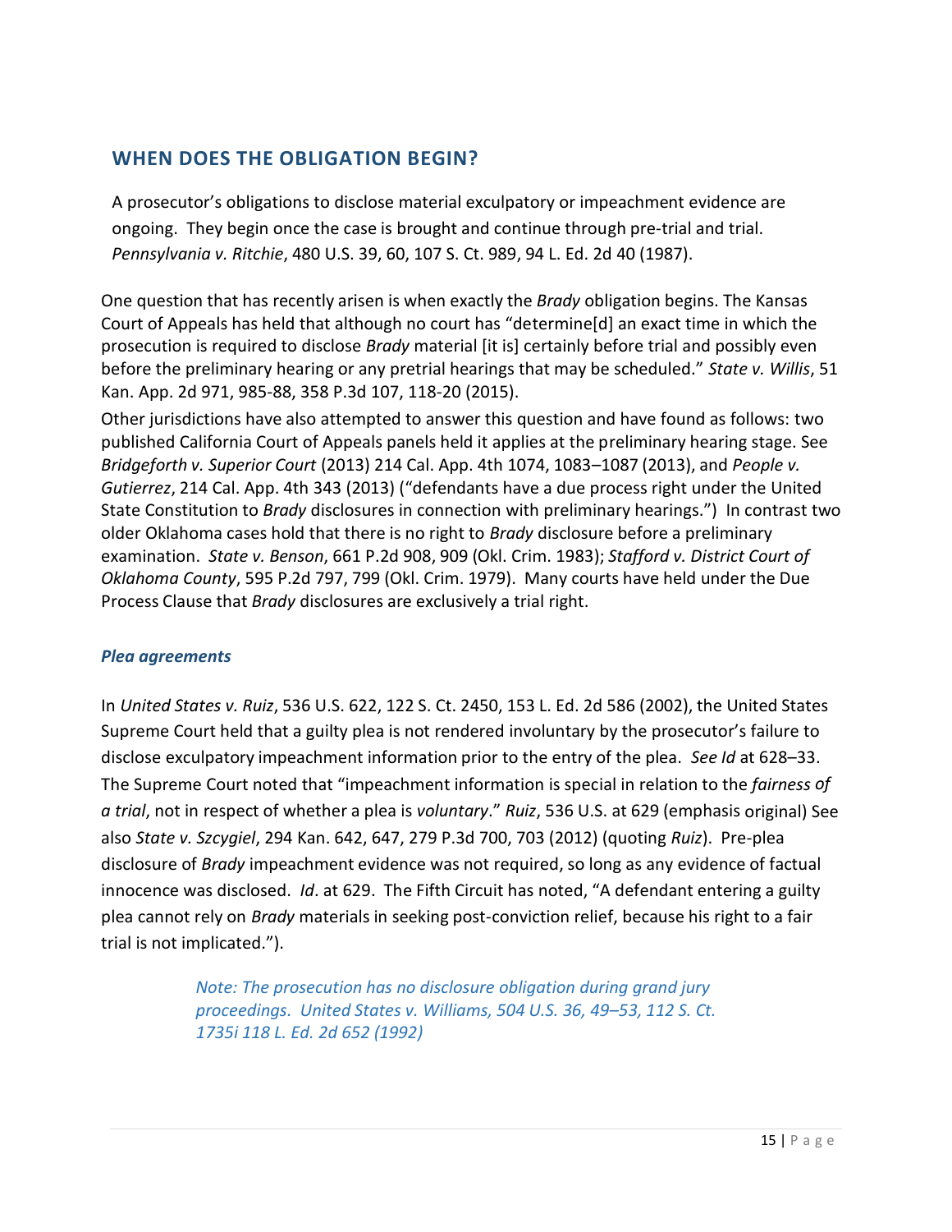## WHEN DOES THE OBLIGATION BEGIN?

A prosecutor's obligations to disclose material exculpatory or impeachment evidence are ongoing. They begin once the case is brought and continue through pre-trial and trial. *Pennsylvania v. Ritchie*, 480 U.S. 39, 60, 107 S. Ct. 989, 94 L. Ed. 2d 40 (1987).

One question that has recently arisen is when exactly the *Brady* obligation begins. The Kansas Court of Appeals has held that although no court has "determine[d] an exact time in which the prosecution is required to disclose *Brady* material [it is] certainly before trial and possibly even before the preliminary hearing or any pretrial hearings that may be scheduled." *State v. Willis*, 51 Kan. App. 2d 971, 985-88, 358 P.3d 107, 118-20 (2015).

Other jurisdictions have also attempted to answer this question and have found as follows: two published California Court of Appeals panels held it applies at the preliminary hearing stage. See *Bridgeforth v. Superior Court* (2013) 214 Cal. App. 4th 1074, 1083–1087 (2013), and *People v. Gutierrez*, 214 Cal. App. 4th 343 (2013) ("defendants have a due process right under the United State Constitution to *Brady* disclosures in connection with preliminary hearings.") In contrast two older Oklahoma cases hold that there is no right to *Brady* disclosure before a preliminary examination. *State v. Benson*, 661 P.2d 908, 909 (Okl. Crim. 1983); *Stafford v. District Court of Oklahoma County*, 595 P.2d 797, 799 (Okl. Crim. 1979). Many courts have held under the Due Process Clause that *Brady* disclosures are exclusively a trial right.

### *Plea agreements*

In *United States v. Ruiz*, 536 U.S. 622, 122 S. Ct. 2450, 153 L. Ed. 2d 586 (2002), the United States Supreme Court held that a guilty plea is not rendered involuntary by the prosecutor's failure to disclose exculpatory impeachment information prior to the entry of the plea. *See Id* at 628–33. The Supreme Court noted that "impeachment information is special in relation to the *fairness of a trial*, not in respect of whether a plea is *voluntary*." *Ruiz*, 536 U.S. at 629 (emphasis original) See also *State v. Szcygiel*, 294 Kan. 642, 647, 279 P.3d 700, 703 (2012) (quoting *Ruiz*). Pre-plea disclosure of *Brady* impeachment evidence was not required, so long as any evidence of factual innocence was disclosed. *Id*. at 629. The Fifth Circuit has noted, "A defendant entering a guilty plea cannot rely on *Brady* materials in seeking post-conviction relief, because his right to a fair trial is not implicated.").

> *Note: The prosecution has no disclosure obligation during grand jury proceedings. United States v. Williams, 504 U.S. 36, 49–53, 112 S. Ct. 1735i 118 L. Ed. 2d 652 (1992)*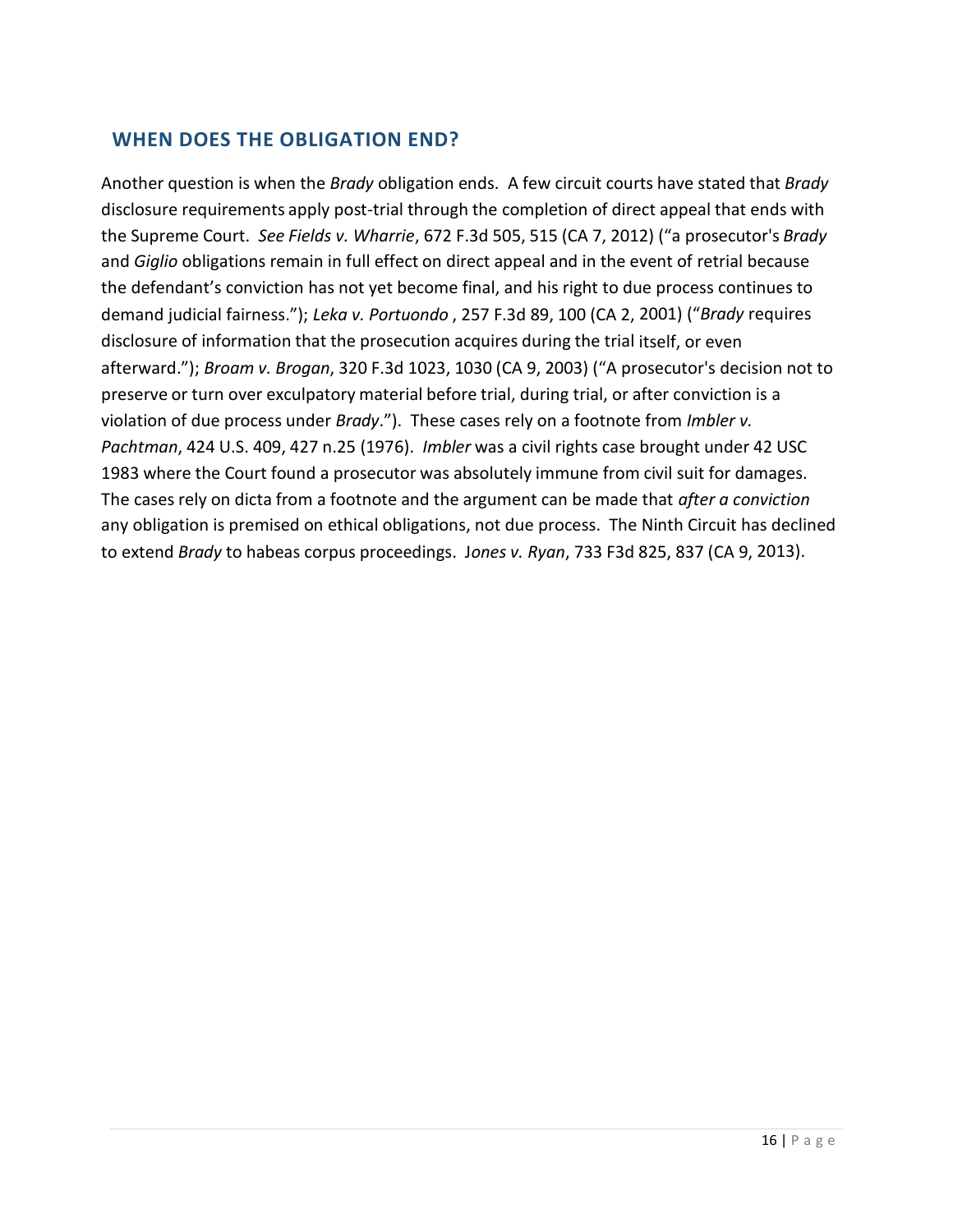## WHEN DOES THE OBLIGATION END?

Another question is when the *Brady* obligation ends. A few circuit courts have stated that *Brady* disclosure requirements apply post-trial through the completion of direct appeal that ends with the Supreme Court. *See Fields v. Wharrie*, 672 F.3d 505, 515 (CA 7, 2012) ("a prosecutor's *Brady* and *Giglio* obligations remain in full effect on direct appeal and in the event of retrial because the defendant's conviction has not yet become final, and his right to due process continues to demand judicial fairness."); *Leka v. Portuondo* , 257 F.3d 89, 100 (CA 2, 2001) ("*Brady* requires disclosure of information that the prosecution acquires during the trial itself, or even afterward."); *Broam v. Brogan*, 320 F.3d 1023, 1030 (CA 9, 2003) ("A prosecutor's decision not to preserve or turn over exculpatory material before trial, during trial, or after conviction is a violation of due process under *Brady*."). These cases rely on a footnote from *Imbler v. Pachtman*, 424 U.S. 409, 427 n.25 (1976). *Imbler* was a civil rights case brought under 42 USC 1983 where the Court found a prosecutor was absolutely immune from civil suit for damages. The cases rely on dicta from a footnote and the argument can be made that *after a conviction* any obligation is premised on ethical obligations, not due process. The Ninth Circuit has declined to extend *Brady* to habeas corpus proceedings. *Jones v. Ryan*, 733 F3d 825, 837 (CA 9, 2013).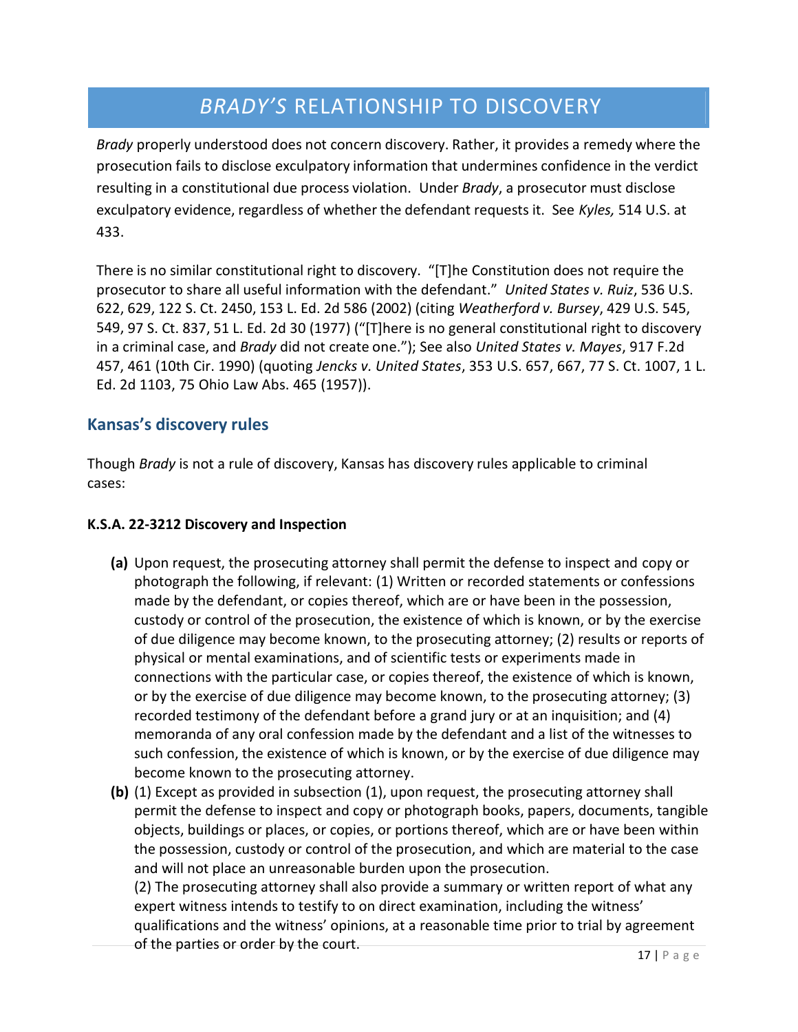# *BRADY'S* RELATIONSHIP TO DISCOVERY

*Brady* properly understood does not concern discovery. Rather, it provides a remedy where the prosecution fails to disclose exculpatory information that undermines confidence in the verdict resulting in a constitutional due process violation. Under *Brady*, a prosecutor must disclose exculpatory evidence, regardless of whether the defendant requests it. See *Kyles,* 514 U.S. at 433.

There is no similar constitutional right to discovery. "[T]he Constitution does not require the prosecutor to share all useful information with the defendant." *United States v. Ruiz*, 536 U.S. 622, 629, 122 S. Ct. 2450, 153 L. Ed. 2d 586 (2002) (citing *Weatherford v. Bursey*, 429 U.S. 545, 549, 97 S. Ct. 837, 51 L. Ed. 2d 30 (1977) ("[T]here is no general constitutional right to discovery in a criminal case, and *Brady* did not create one."); See also *United States v. Mayes*, 917 F.2d 457, 461 (10th Cir. 1990) (quoting *Jencks v. United States*, 353 U.S. 657, 667, 77 S. Ct. 1007, 1 L. Ed. 2d 1103, 75 Ohio Law Abs. 465 (1957)).

## Kansas's discovery rules

Though *Brady* is not a rule of discovery, Kansas has discovery rules applicable to criminal cases:

**K.S.A. 22-3212 Discovery and Inspection**

- **(a)** Upon request, the prosecuting attorney shall permit the defense to inspect and copy or photograph the following, if relevant: (1) Written or recorded statements or confessions made by the defendant, or copies thereof, which are or have been in the possession, custody or control of the prosecution, the existence of which is known, or by the exercise of due diligence may become known, to the prosecuting attorney; (2) results or reports of physical or mental examinations, and of scientific tests or experiments made in connections with the particular case, or copies thereof, the existence of which is known, or by the exercise of due diligence may become known, to the prosecuting attorney; (3) recorded testimony of the defendant before a grand jury or at an inquisition; and (4) memoranda of any oral confession made by the defendant and a list of the witnesses to such confession, the existence of which is known, or by the exercise of due diligence may become known to the prosecuting attorney.
- **(b)** (1) Except as provided in subsection (1), upon request, the prosecuting attorney shall permit the defense to inspect and copy or photograph books, papers, documents, tangible objects, buildings or places, or copies, or portions thereof, which are or have been within the possession, custody or control of the prosecution, and which are material to the case and will not place an unreasonable burden upon the prosecution.
  (2) The prosecuting attorney shall also provide a summary or written report of what any expert witness intends to testify to on direct examination, including the witness' qualifications and the witness' opinions, at a reasonable time prior to trial by agreement of the parties or order by the court.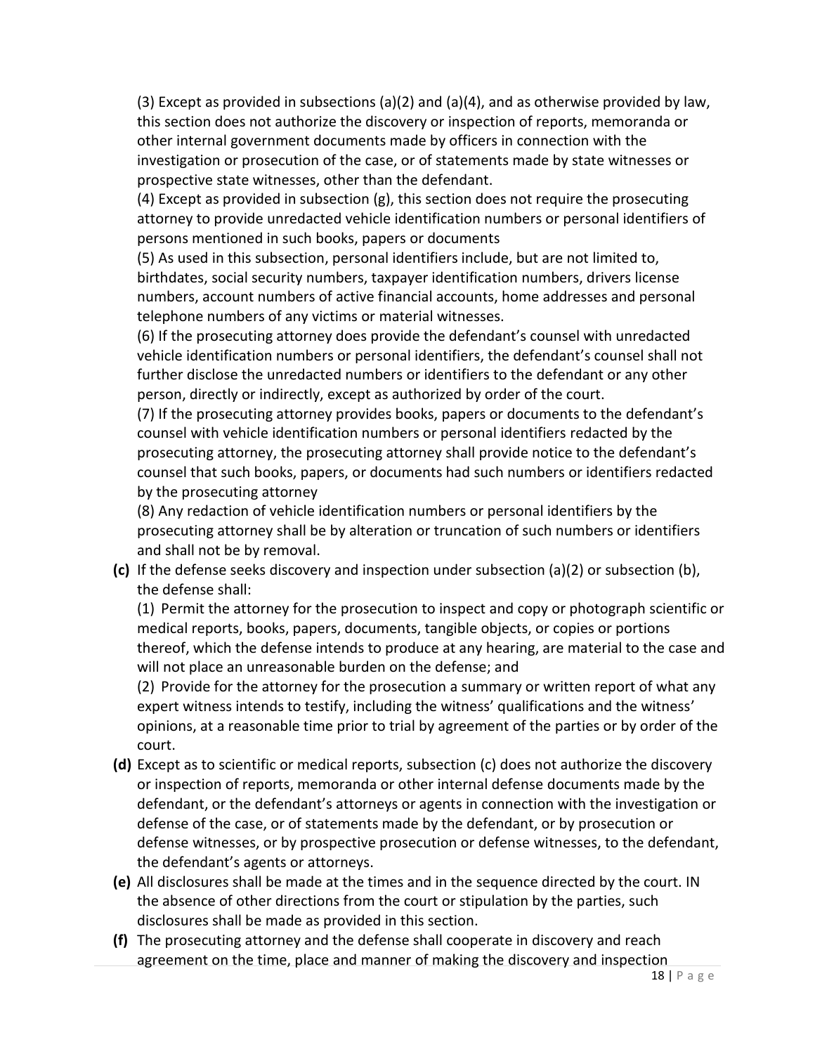(3) Except as provided in subsections (a)(2) and (a)(4), and as otherwise provided by law, this section does not authorize the discovery or inspection of reports, memoranda or other internal government documents made by officers in connection with the investigation or prosecution of the case, or of statements made by state witnesses or prospective state witnesses, other than the defendant.

(4) Except as provided in subsection (g), this section does not require the prosecuting attorney to provide unredacted vehicle identification numbers or personal identifiers of persons mentioned in such books, papers or documents

(5) As used in this subsection, personal identifiers include, but are not limited to, birthdates, social security numbers, taxpayer identification numbers, drivers license numbers, account numbers of active financial accounts, home addresses and personal telephone numbers of any victims or material witnesses.

(6) If the prosecuting attorney does provide the defendant's counsel with unredacted vehicle identification numbers or personal identifiers, the defendant's counsel shall not further disclose the unredacted numbers or identifiers to the defendant or any other person, directly or indirectly, except as authorized by order of the court.

(7) If the prosecuting attorney provides books, papers or documents to the defendant's counsel with vehicle identification numbers or personal identifiers redacted by the prosecuting attorney, the prosecuting attorney shall provide notice to the defendant's counsel that such books, papers, or documents had such numbers or identifiers redacted by the prosecuting attorney

(8) Any redaction of vehicle identification numbers or personal identifiers by the prosecuting attorney shall be by alteration or truncation of such numbers or identifiers and shall not be by removal.

**(c)** If the defense seeks discovery and inspection under subsection (a)(2) or subsection (b), the defense shall:

(1) Permit the attorney for the prosecution to inspect and copy or photograph scientific or medical reports, books, papers, documents, tangible objects, or copies or portions thereof, which the defense intends to produce at any hearing, are material to the case and will not place an unreasonable burden on the defense; and

(2) Provide for the attorney for the prosecution a summary or written report of what any expert witness intends to testify, including the witness' qualifications and the witness' opinions, at a reasonable time prior to trial by agreement of the parties or by order of the court.

**(d)** Except as to scientific or medical reports, subsection (c) does not authorize the discovery or inspection of reports, memoranda or other internal defense documents made by the defendant, or the defendant's attorneys or agents in connection with the investigation or defense of the case, or of statements made by the defendant, or by prosecution or defense witnesses, or by prospective prosecution or defense witnesses, to the defendant, the defendant's agents or attorneys.

**(e)** All disclosures shall be made at the times and in the sequence directed by the court. IN the absence of other directions from the court or stipulation by the parties, such disclosures shall be made as provided in this section.

**(f)** The prosecuting attorney and the defense shall cooperate in discovery and reach agreement on the time, place and manner of making the discovery and inspection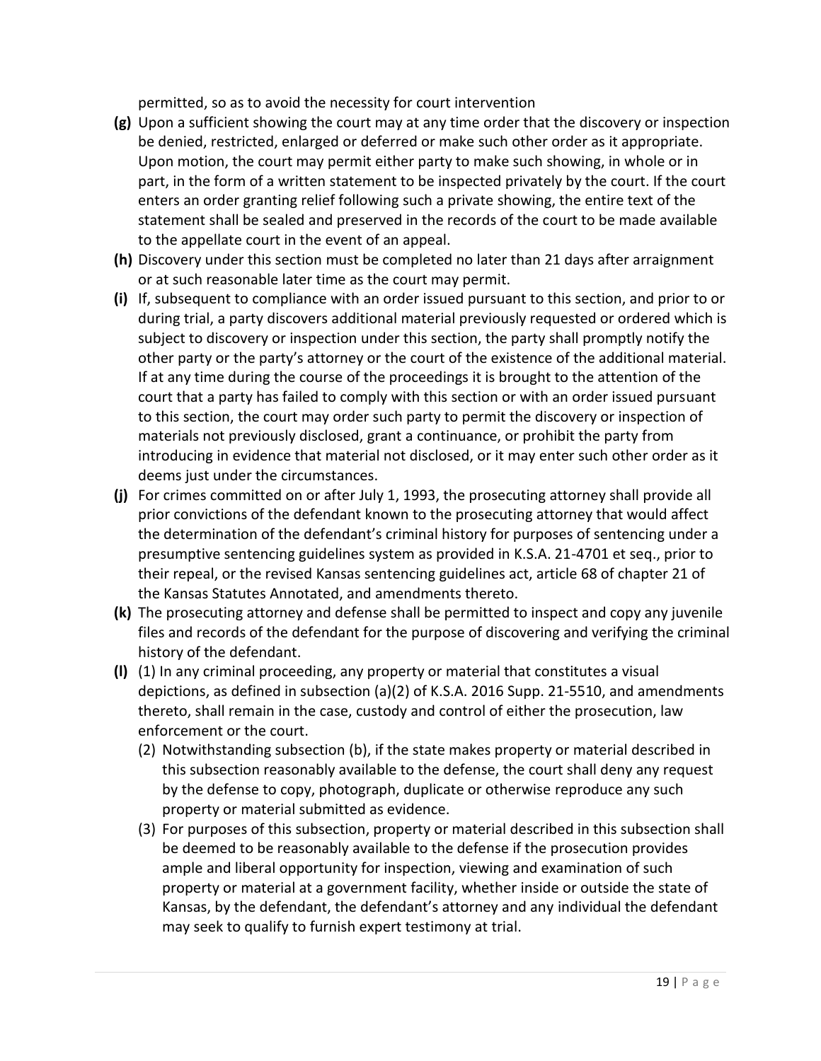permitted, so as to avoid the necessity for court intervention

**(g)** Upon a sufficient showing the court may at any time order that the discovery or inspection be denied, restricted, enlarged or deferred or make such other order as it appropriate. Upon motion, the court may permit either party to make such showing, in whole or in part, in the form of a written statement to be inspected privately by the court. If the court enters an order granting relief following such a private showing, the entire text of the statement shall be sealed and preserved in the records of the court to be made available to the appellate court in the event of an appeal.

**(h)** Discovery under this section must be completed no later than 21 days after arraignment or at such reasonable later time as the court may permit.

**(i)** If, subsequent to compliance with an order issued pursuant to this section, and prior to or during trial, a party discovers additional material previously requested or ordered which is subject to discovery or inspection under this section, the party shall promptly notify the other party or the party's attorney or the court of the existence of the additional material. If at any time during the course of the proceedings it is brought to the attention of the court that a party has failed to comply with this section or with an order issued pursuant to this section, the court may order such party to permit the discovery or inspection of materials not previously disclosed, grant a continuance, or prohibit the party from introducing in evidence that material not disclosed, or it may enter such other order as it deems just under the circumstances.

**(j)** For crimes committed on or after July 1, 1993, the prosecuting attorney shall provide all prior convictions of the defendant known to the prosecuting attorney that would affect the determination of the defendant's criminal history for purposes of sentencing under a presumptive sentencing guidelines system as provided in K.S.A. 21-4701 et seq., prior to their repeal, or the revised Kansas sentencing guidelines act, article 68 of chapter 21 of the Kansas Statutes Annotated, and amendments thereto.

**(k)** The prosecuting attorney and defense shall be permitted to inspect and copy any juvenile files and records of the defendant for the purpose of discovering and verifying the criminal history of the defendant.

**(l)** (1) In any criminal proceeding, any property or material that constitutes a visual depictions, as defined in subsection (a)(2) of K.S.A. 2016 Supp. 21-5510, and amendments thereto, shall remain in the case, custody and control of either the prosecution, law enforcement or the court.

(2) Notwithstanding subsection (b), if the state makes property or material described in this subsection reasonably available to the defense, the court shall deny any request by the defense to copy, photograph, duplicate or otherwise reproduce any such property or material submitted as evidence.

(3) For purposes of this subsection, property or material described in this subsection shall be deemed to be reasonably available to the defense if the prosecution provides ample and liberal opportunity for inspection, viewing and examination of such property or material at a government facility, whether inside or outside the state of Kansas, by the defendant, the defendant's attorney and any individual the defendant may seek to qualify to furnish expert testimony at trial.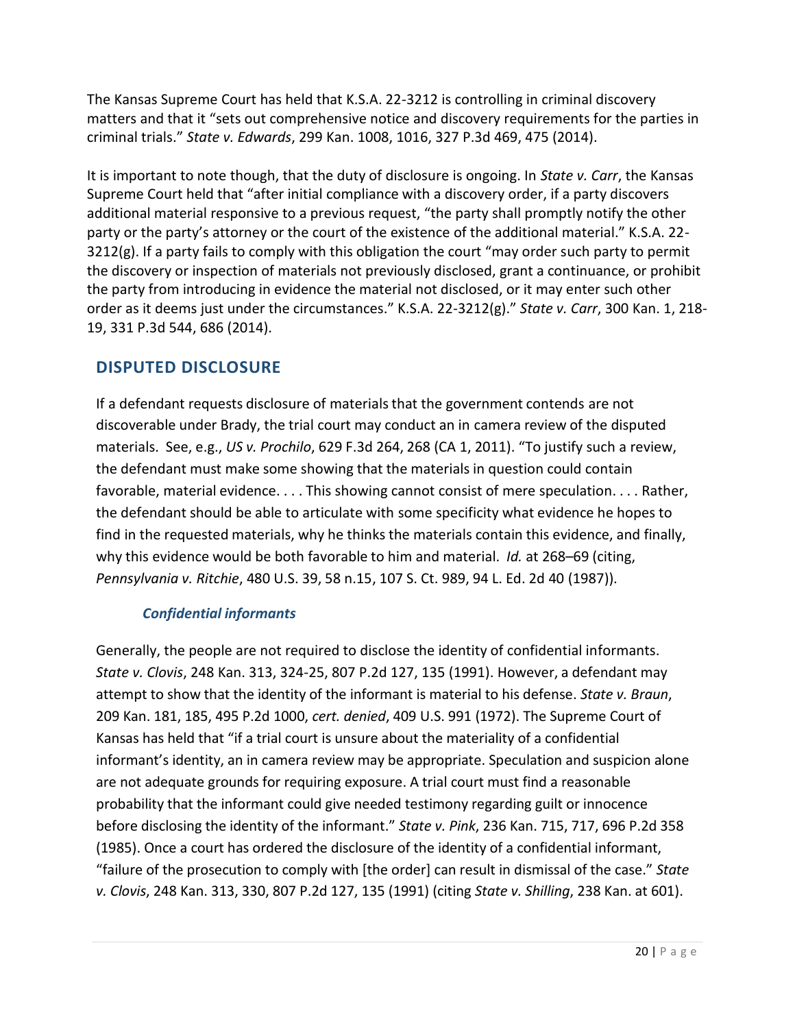The Kansas Supreme Court has held that K.S.A. 22-3212 is controlling in criminal discovery matters and that it "sets out comprehensive notice and discovery requirements for the parties in criminal trials." *State v. Edwards*, 299 Kan. 1008, 1016, 327 P.3d 469, 475 (2014).

It is important to note though, that the duty of disclosure is ongoing. In *State v. Carr*, the Kansas Supreme Court held that "after initial compliance with a discovery order, if a party discovers additional material responsive to a previous request, "the party shall promptly notify the other party or the party's attorney or the court of the existence of the additional material." K.S.A. 22-3212(g). If a party fails to comply with this obligation the court "may order such party to permit the discovery or inspection of materials not previously disclosed, grant a continuance, or prohibit the party from introducing in evidence the material not disclosed, or it may enter such other order as it deems just under the circumstances." K.S.A. 22-3212(g)." *State v. Carr*, 300 Kan. 1, 218-19, 331 P.3d 544, 686 (2014).

## DISPUTED DISCLOSURE

If a defendant requests disclosure of materials that the government contends are not discoverable under Brady, the trial court may conduct an in camera review of the disputed materials. See, e.g., *US v. Prochilo*, 629 F.3d 264, 268 (CA 1, 2011). "To justify such a review, the defendant must make some showing that the materials in question could contain favorable, material evidence. . . . This showing cannot consist of mere speculation. . . . Rather, the defendant should be able to articulate with some specificity what evidence he hopes to find in the requested materials, why he thinks the materials contain this evidence, and finally, why this evidence would be both favorable to him and material. *Id.* at 268–69 (citing, *Pennsylvania v. Ritchie*, 480 U.S. 39, 58 n.15, 107 S. Ct. 989, 94 L. Ed. 2d 40 (1987)).

### *Confidential informants*

Generally, the people are not required to disclose the identity of confidential informants. *State v. Clovis*, 248 Kan. 313, 324-25, 807 P.2d 127, 135 (1991). However, a defendant may attempt to show that the identity of the informant is material to his defense. *State v. Braun*, 209 Kan. 181, 185, 495 P.2d 1000, *cert. denied*, 409 U.S. 991 (1972). The Supreme Court of Kansas has held that "if a trial court is unsure about the materiality of a confidential informant's identity, an in camera review may be appropriate. Speculation and suspicion alone are not adequate grounds for requiring exposure. A trial court must find a reasonable probability that the informant could give needed testimony regarding guilt or innocence before disclosing the identity of the informant." *State v. Pink*, 236 Kan. 715, 717, 696 P.2d 358 (1985). Once a court has ordered the disclosure of the identity of a confidential informant, "failure of the prosecution to comply with [the order] can result in dismissal of the case." *State v. Clovis*, 248 Kan. 313, 330, 807 P.2d 127, 135 (1991) (citing *State v. Shilling*, 238 Kan. at 601).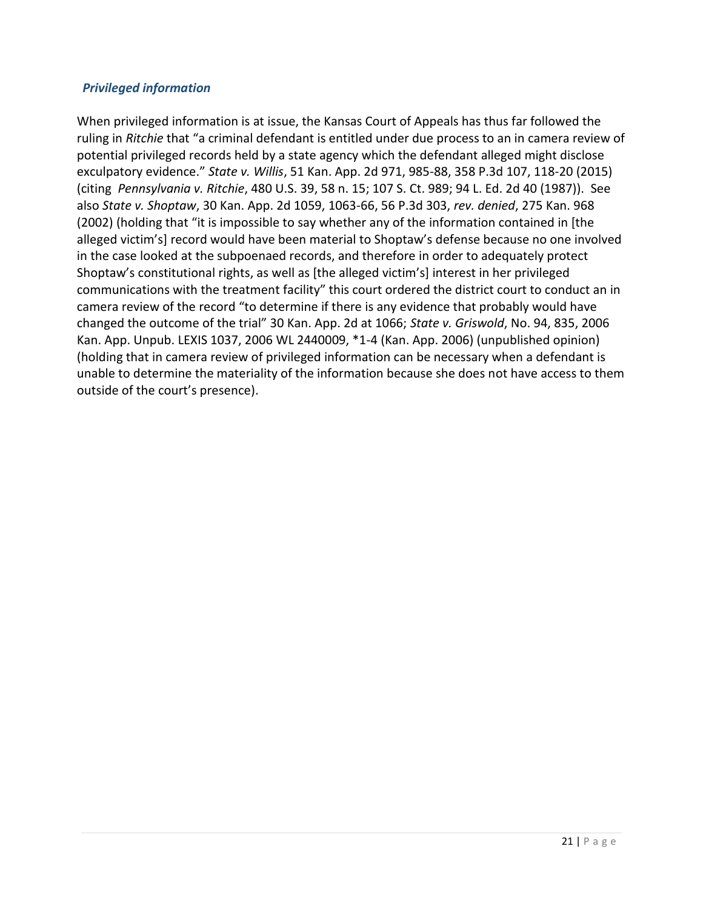### *Privileged information*

When privileged information is at issue, the Kansas Court of Appeals has thus far followed the ruling in *Ritchie* that "a criminal defendant is entitled under due process to an in camera review of potential privileged records held by a state agency which the defendant alleged might disclose exculpatory evidence." *State v. Willis*, 51 Kan. App. 2d 971, 985-88, 358 P.3d 107, 118-20 (2015) (citing *Pennsylvania v. Ritchie*, 480 U.S. 39, 58 n. 15; 107 S. Ct. 989; 94 L. Ed. 2d 40 (1987)). See also *State v. Shoptaw*, 30 Kan. App. 2d 1059, 1063-66, 56 P.3d 303, *rev. denied*, 275 Kan. 968 (2002) (holding that "it is impossible to say whether any of the information contained in [the alleged victim's] record would have been material to Shoptaw's defense because no one involved in the case looked at the subpoenaed records, and therefore in order to adequately protect Shoptaw's constitutional rights, as well as [the alleged victim's] interest in her privileged communications with the treatment facility" this court ordered the district court to conduct an in camera review of the record "to determine if there is any evidence that probably would have changed the outcome of the trial" 30 Kan. App. 2d at 1066; *State v. Griswold*, No. 94, 835, 2006 Kan. App. Unpub. LEXIS 1037, 2006 WL 2440009, *1-4 (Kan. App. 2006) (unpublished opinion) (holding that in camera review of privileged information can be necessary when a defendant is unable to determine the materiality of the information because she does not have access to them outside of the court's presence).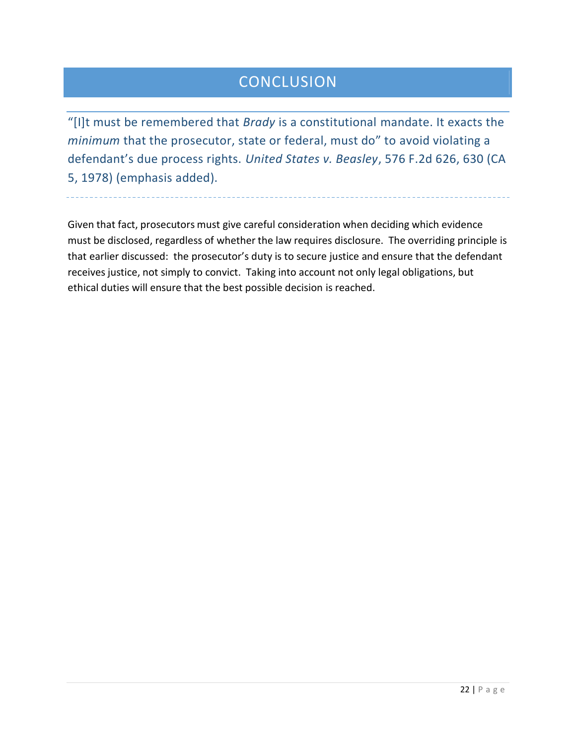# CONCLUSION

"[I]t must be remembered that *Brady* is a constitutional mandate. It exacts the *minimum* that the prosecutor, state or federal, must do" to avoid violating a defendant's due process rights. *United States v. Beasley*, 576 F.2d 626, 630 (CA 5, 1978) (emphasis added).

---

Given that fact, prosecutors must give careful consideration when deciding which evidence must be disclosed, regardless of whether the law requires disclosure. The overriding principle is that earlier discussed: the prosecutor's duty is to secure justice and ensure that the defendant receives justice, not simply to convict. Taking into account not only legal obligations, but ethical duties will ensure that the best possible decision is reached.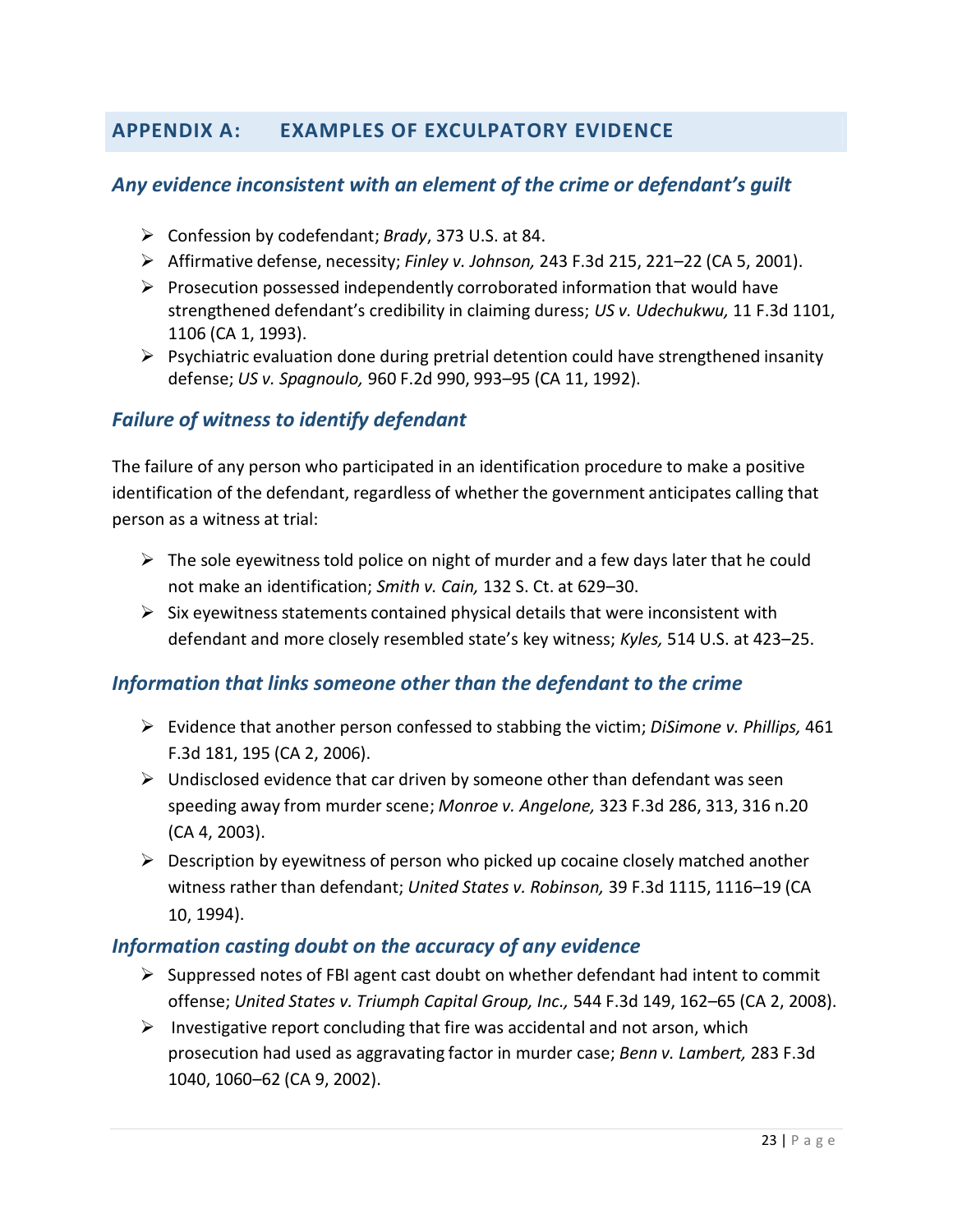## APPENDIX A: EXAMPLES OF EXCULPATORY EVIDENCE

### *Any evidence inconsistent with an element of the crime or defendant's guilt*

- Confession by codefendant; *Brady*, 373 U.S. at 84.
- Affirmative defense, necessity; *Finley v. Johnson,* 243 F.3d 215, 221–22 (CA 5, 2001).
- Prosecution possessed independently corroborated information that would have strengthened defendant's credibility in claiming duress; *US v. Udechukwu,* 11 F.3d 1101, 1106 (CA 1, 1993).
- Psychiatric evaluation done during pretrial detention could have strengthened insanity defense; *US v. Spagnoulo,* 960 F.2d 990, 993–95 (CA 11, 1992).

### *Failure of witness to identify defendant*

The failure of any person who participated in an identification procedure to make a positive identification of the defendant, regardless of whether the government anticipates calling that person as a witness at trial:

- The sole eyewitness told police on night of murder and a few days later that he could not make an identification; *Smith v. Cain,* 132 S. Ct. at 629–30.
- Six eyewitness statements contained physical details that were inconsistent with defendant and more closely resembled state's key witness; *Kyles,* 514 U.S. at 423–25.

### *Information that links someone other than the defendant to the crime*

- Evidence that another person confessed to stabbing the victim; *DiSimone v. Phillips,* 461 F.3d 181, 195 (CA 2, 2006).
- Undisclosed evidence that car driven by someone other than defendant was seen speeding away from murder scene; *Monroe v. Angelone,* 323 F.3d 286, 313, 316 n.20 (CA 4, 2003).
- Description by eyewitness of person who picked up cocaine closely matched another witness rather than defendant; *United States v. Robinson,* 39 F.3d 1115, 1116–19 (CA 10, 1994).

### *Information casting doubt on the accuracy of any evidence*

- Suppressed notes of FBI agent cast doubt on whether defendant had intent to commit offense; *United States v. Triumph Capital Group, Inc.,* 544 F.3d 149, 162–65 (CA 2, 2008).
- Investigative report concluding that fire was accidental and not arson, which prosecution had used as aggravating factor in murder case; *Benn v. Lambert,* 283 F.3d 1040, 1060–62 (CA 9, 2002).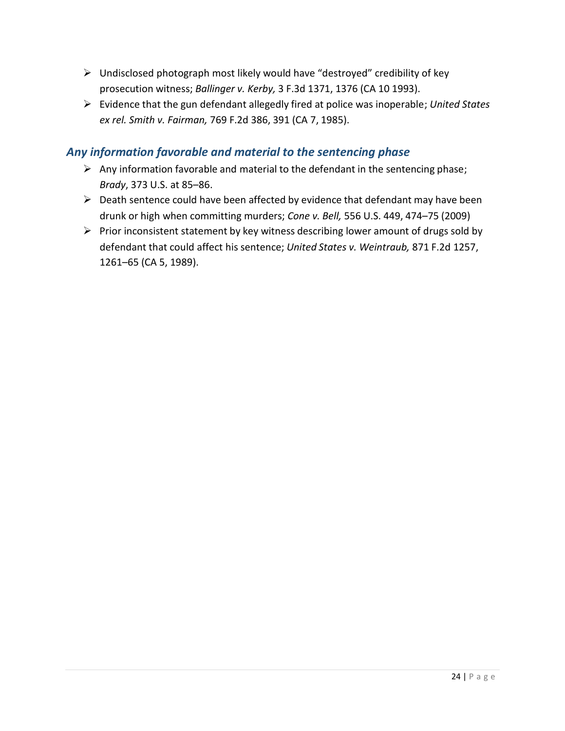- Undisclosed photograph most likely would have "destroyed" credibility of key prosecution witness; *Ballinger v. Kerby,* 3 F.3d 1371, 1376 (CA 10 1993).
- Evidence that the gun defendant allegedly fired at police was inoperable; *United States ex rel. Smith v. Fairman,* 769 F.2d 386, 391 (CA 7, 1985).

### *Any information favorable and material to the sentencing phase*

- Any information favorable and material to the defendant in the sentencing phase; *Brady*, 373 U.S. at 85–86.
- Death sentence could have been affected by evidence that defendant may have been drunk or high when committing murders; *Cone v. Bell,* 556 U.S. 449, 474–75 (2009)
- Prior inconsistent statement by key witness describing lower amount of drugs sold by defendant that could affect his sentence; *United States v. Weintraub,* 871 F.2d 1257, 1261–65 (CA 5, 1989).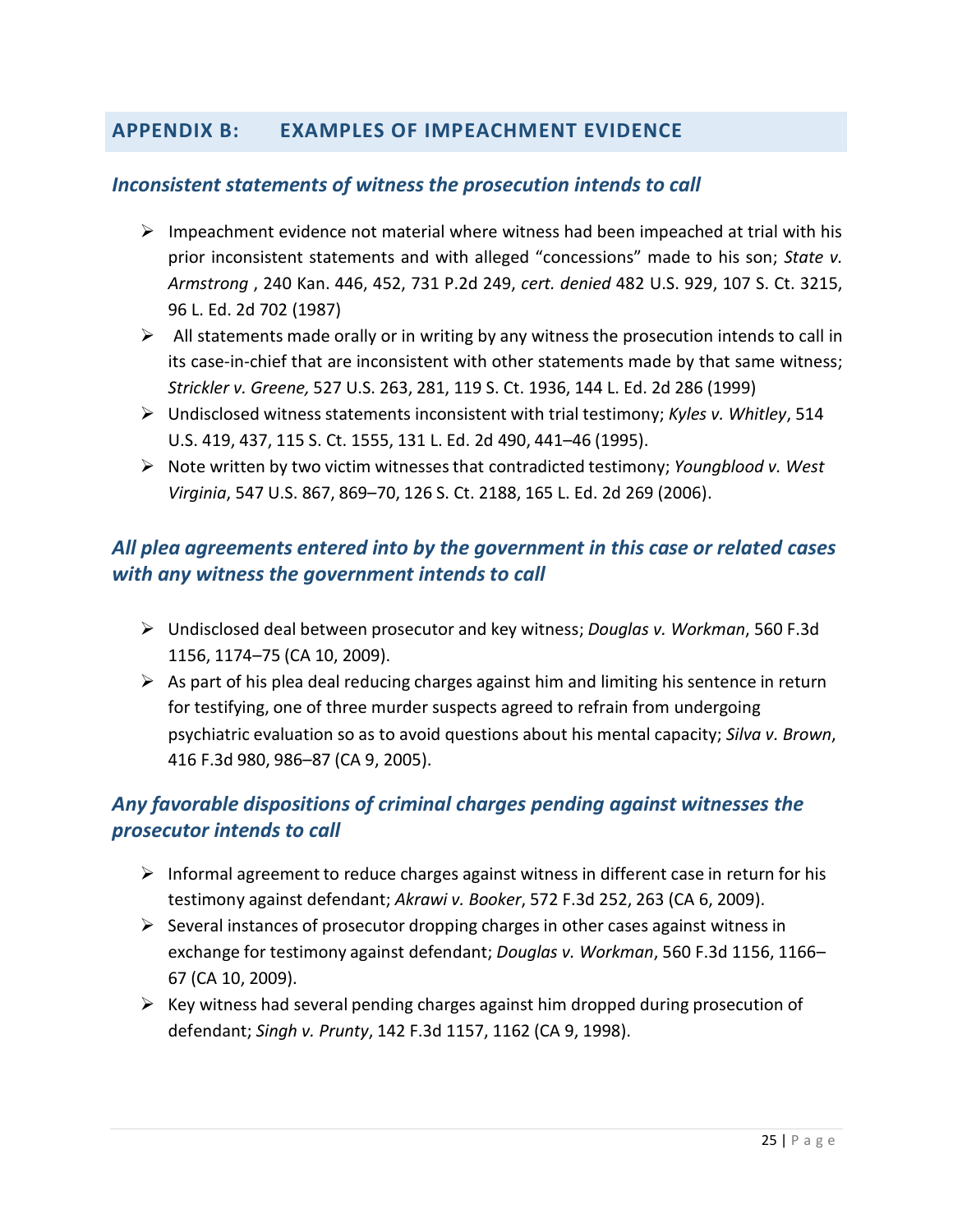## APPENDIX B: EXAMPLES OF IMPEACHMENT EVIDENCE

### *Inconsistent statements of witness the prosecution intends to call*

- Impeachment evidence not material where witness had been impeached at trial with his prior inconsistent statements and with alleged "concessions" made to his son; *State v. Armstrong* , 240 Kan. 446, 452, 731 P.2d 249, *cert. denied* 482 U.S. 929, 107 S. Ct. 3215, 96 L. Ed. 2d 702 (1987)
- All statements made orally or in writing by any witness the prosecution intends to call in its case-in-chief that are inconsistent with other statements made by that same witness; *Strickler v. Greene,* 527 U.S. 263, 281, 119 S. Ct. 1936, 144 L. Ed. 2d 286 (1999)
- Undisclosed witness statements inconsistent with trial testimony; *Kyles v. Whitley*, 514 U.S. 419, 437, 115 S. Ct. 1555, 131 L. Ed. 2d 490, 441–46 (1995).
- Note written by two victim witnesses that contradicted testimony; *Youngblood v. West Virginia*, 547 U.S. 867, 869–70, 126 S. Ct. 2188, 165 L. Ed. 2d 269 (2006).

### *All plea agreements entered into by the government in this case or related cases with any witness the government intends to call*

- Undisclosed deal between prosecutor and key witness; *Douglas v. Workman*, 560 F.3d 1156, 1174–75 (CA 10, 2009).
- As part of his plea deal reducing charges against him and limiting his sentence in return for testifying, one of three murder suspects agreed to refrain from undergoing psychiatric evaluation so as to avoid questions about his mental capacity; *Silva v. Brown*, 416 F.3d 980, 986–87 (CA 9, 2005).

### *Any favorable dispositions of criminal charges pending against witnesses the prosecutor intends to call*

- Informal agreement to reduce charges against witness in different case in return for his testimony against defendant; *Akrawi v. Booker*, 572 F.3d 252, 263 (CA 6, 2009).
- Several instances of prosecutor dropping charges in other cases against witness in exchange for testimony against defendant; *Douglas v. Workman*, 560 F.3d 1156, 1166–67 (CA 10, 2009).
- Key witness had several pending charges against him dropped during prosecution of defendant; *Singh v. Prunty*, 142 F.3d 1157, 1162 (CA 9, 1998).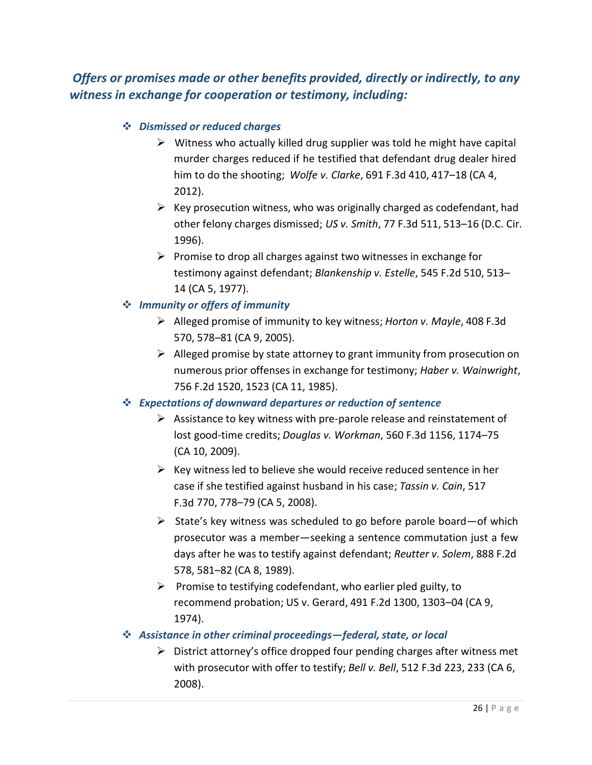### *Offers or promises made or other benefits provided, directly or indirectly, to any witness in exchange for cooperation or testimony, including:*

- ***Dismissed or reduced charges***
  - Witness who actually killed drug supplier was told he might have capital murder charges reduced if he testified that defendant drug dealer hired him to do the shooting; *Wolfe v. Clarke*, 691 F.3d 410, 417–18 (CA 4, 2012).
  - Key prosecution witness, who was originally charged as codefendant, had other felony charges dismissed; *US v. Smith*, 77 F.3d 511, 513–16 (D.C. Cir. 1996).
  - Promise to drop all charges against two witnesses in exchange for testimony against defendant; *Blankenship v. Estelle*, 545 F.2d 510, 513–14 (CA 5, 1977).
- ***Immunity or offers of immunity***
  - Alleged promise of immunity to key witness; *Horton v. Mayle*, 408 F.3d 570, 578–81 (CA 9, 2005).
  - Alleged promise by state attorney to grant immunity from prosecution on numerous prior offenses in exchange for testimony; *Haber v. Wainwright*, 756 F.2d 1520, 1523 (CA 11, 1985).
- ***Expectations of downward departures or reduction of sentence***
  - Assistance to key witness with pre-parole release and reinstatement of lost good-time credits; *Douglas v. Workman*, 560 F.3d 1156, 1174–75 (CA 10, 2009).
  - Key witness led to believe she would receive reduced sentence in her case if she testified against husband in his case; *Tassin v. Cain*, 517 F.3d 770, 778–79 (CA 5, 2008).
  - State's key witness was scheduled to go before parole board—of which prosecutor was a member—seeking a sentence commutation just a few days after he was to testify against defendant; *Reutter v. Solem*, 888 F.2d 578, 581–82 (CA 8, 1989).
  - Promise to testifying codefendant, who earlier pled guilty, to recommend probation; US v. Gerard, 491 F.2d 1300, 1303–04 (CA 9, 1974).
- ***Assistance in other criminal proceedings—federal, state, or local***
  - District attorney's office dropped four pending charges after witness met with prosecutor with offer to testify; *Bell v. Bell*, 512 F.3d 223, 233 (CA 6, 2008).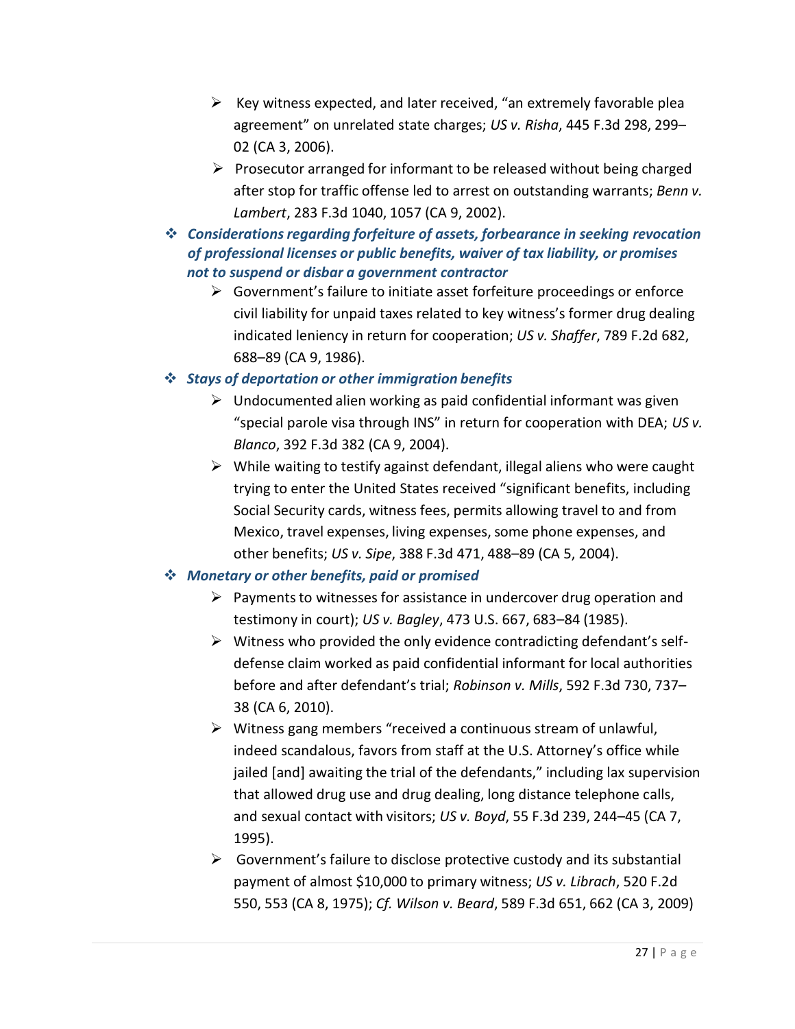- Key witness expected, and later received, “an extremely favorable plea agreement” on unrelated state charges; *US v. Risha*, 445 F.3d 298, 299–02 (CA 3, 2006).
- Prosecutor arranged for informant to be released without being charged after stop for traffic offense led to arrest on outstanding warrants; *Benn v. Lambert*, 283 F.3d 1040, 1057 (CA 9, 2002).

- ***Considerations regarding forfeiture of assets, forbearance in seeking revocation of professional licenses or public benefits, waiver of tax liability, or promises not to suspend or disbar a government contractor***
  - Government’s failure to initiate asset forfeiture proceedings or enforce civil liability for unpaid taxes related to key witness’s former drug dealing indicated leniency in return for cooperation; *US v. Shaffer*, 789 F.2d 682, 688–89 (CA 9, 1986).

- ***Stays of deportation or other immigration benefits***
  - Undocumented alien working as paid confidential informant was given “special parole visa through INS” in return for cooperation with DEA; *US v. Blanco*, 392 F.3d 382 (CA 9, 2004).
  - While waiting to testify against defendant, illegal aliens who were caught trying to enter the United States received “significant benefits, including Social Security cards, witness fees, permits allowing travel to and from Mexico, travel expenses, living expenses, some phone expenses, and other benefits; *US v. Sipe*, 388 F.3d 471, 488–89 (CA 5, 2004).

- ***Monetary or other benefits, paid or promised***
  - Payments to witnesses for assistance in undercover drug operation and testimony in court); *US v. Bagley*, 473 U.S. 667, 683–84 (1985).
  - Witness who provided the only evidence contradicting defendant’s self-defense claim worked as paid confidential informant for local authorities before and after defendant’s trial; *Robinson v. Mills*, 592 F.3d 730, 737–38 (CA 6, 2010).
  - Witness gang members “received a continuous stream of unlawful, indeed scandalous, favors from staff at the U.S. Attorney’s office while jailed [and] awaiting the trial of the defendants,” including lax supervision that allowed drug use and drug dealing, long distance telephone calls, and sexual contact with visitors; *US v. Boyd*, 55 F.3d 239, 244–45 (CA 7, 1995).
  - Government’s failure to disclose protective custody and its substantial payment of almost $10,000 to primary witness; *US v. Librach*, 520 F.2d 550, 553 (CA 8, 1975); *Cf. Wilson v. Beard*, 589 F.3d 651, 662 (CA 3, 2009)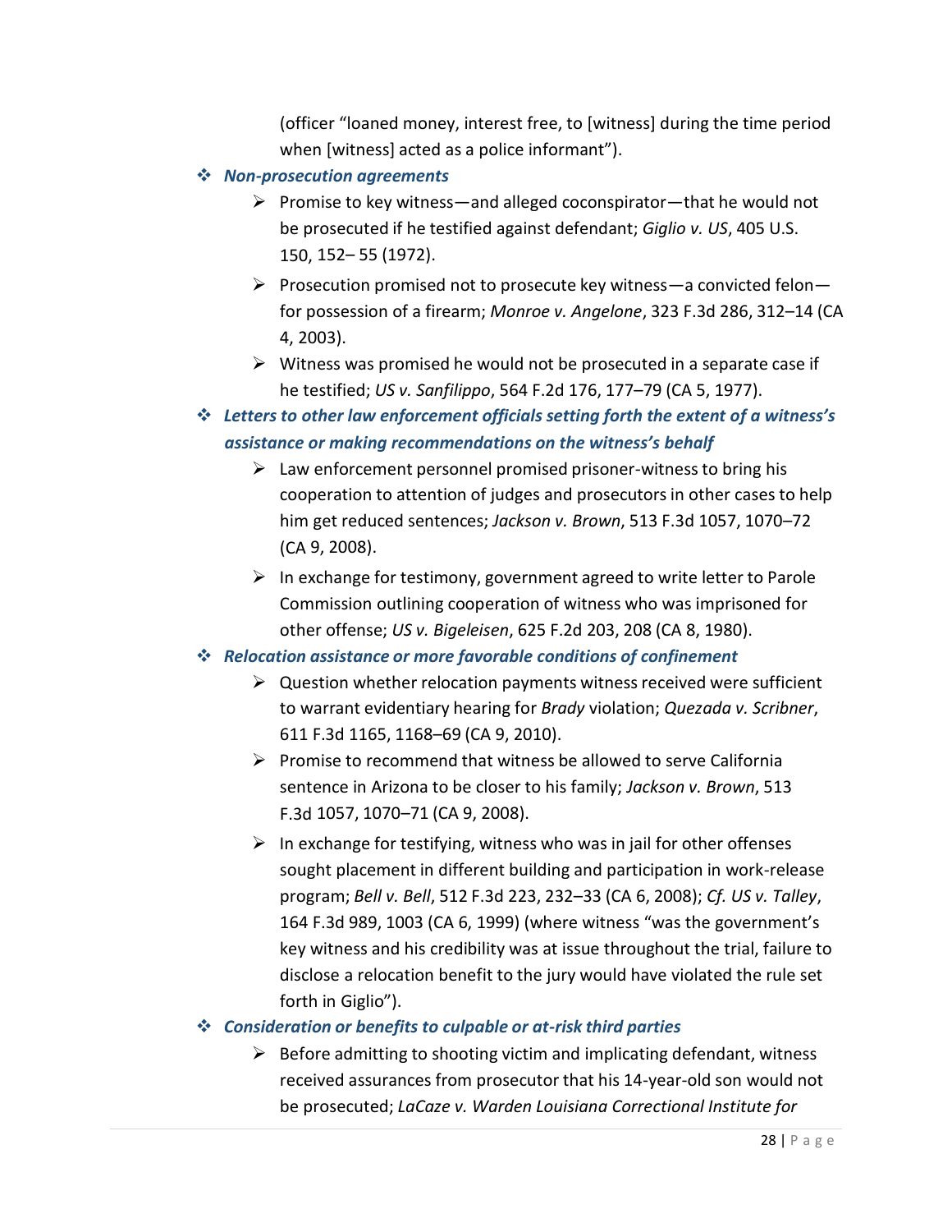(officer "loaned money, interest free, to [witness] during the time period when [witness] acted as a police informant").

- ***Non-prosecution agreements***
  - Promise to key witness—and alleged coconspirator—that he would not be prosecuted if he testified against defendant; *Giglio v. US*, 405 U.S. 150, 152– 55 (1972).
  - Prosecution promised not to prosecute key witness—a convicted felon—for possession of a firearm; *Monroe v. Angelone*, 323 F.3d 286, 312–14 (CA 4, 2003).
  - Witness was promised he would not be prosecuted in a separate case if he testified; *US v. Sanfilippo*, 564 F.2d 176, 177–79 (CA 5, 1977).
- ***Letters to other law enforcement officials setting forth the extent of a witness's assistance or making recommendations on the witness's behalf***
  - Law enforcement personnel promised prisoner-witness to bring his cooperation to attention of judges and prosecutors in other cases to help him get reduced sentences; *Jackson v. Brown*, 513 F.3d 1057, 1070–72 (CA 9, 2008).
  - In exchange for testimony, government agreed to write letter to Parole Commission outlining cooperation of witness who was imprisoned for other offense; *US v. Bigeleisen*, 625 F.2d 203, 208 (CA 8, 1980).
- ***Relocation assistance or more favorable conditions of confinement***
  - Question whether relocation payments witness received were sufficient to warrant evidentiary hearing for *Brady* violation; *Quezada v. Scribner*, 611 F.3d 1165, 1168–69 (CA 9, 2010).
  - Promise to recommend that witness be allowed to serve California sentence in Arizona to be closer to his family; *Jackson v. Brown*, 513 F.3d 1057, 1070–71 (CA 9, 2008).
  - In exchange for testifying, witness who was in jail for other offenses sought placement in different building and participation in work-release program; *Bell v. Bell*, 512 F.3d 223, 232–33 (CA 6, 2008); *Cf. US v. Talley*, 164 F.3d 989, 1003 (CA 6, 1999) (where witness "was the government's key witness and his credibility was at issue throughout the trial, failure to disclose a relocation benefit to the jury would have violated the rule set forth in Giglio").
- ***Consideration or benefits to culpable or at-risk third parties***
  - Before admitting to shooting victim and implicating defendant, witness received assurances from prosecutor that his 14-year-old son would not be prosecuted; *LaCaze v. Warden Louisiana Correctional Institute for*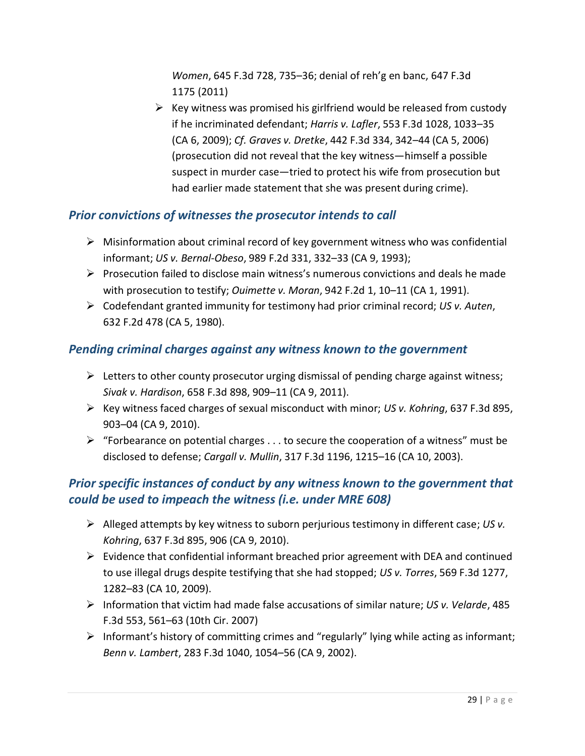*Women*, 645 F.3d 728, 735–36; denial of reh'g en banc, 647 F.3d 1175 (2011)

- Key witness was promised his girlfriend would be released from custody if he incriminated defendant; *Harris v. Lafler*, 553 F.3d 1028, 1033–35 (CA 6, 2009); *Cf. Graves v. Dretke*, 442 F.3d 334, 342–44 (CA 5, 2006) (prosecution did not reveal that the key witness—himself a possible suspect in murder case—tried to protect his wife from prosecution but had earlier made statement that she was present during crime).

### *Prior convictions of witnesses the prosecutor intends to call*

- Misinformation about criminal record of key government witness who was confidential informant; *US v. Bernal-Obeso*, 989 F.2d 331, 332–33 (CA 9, 1993);
- Prosecution failed to disclose main witness's numerous convictions and deals he made with prosecution to testify; *Ouimette v. Moran*, 942 F.2d 1, 10–11 (CA 1, 1991).
- Codefendant granted immunity for testimony had prior criminal record; *US v. Auten*, 632 F.2d 478 (CA 5, 1980).

### *Pending criminal charges against any witness known to the government*

- Letters to other county prosecutor urging dismissal of pending charge against witness; *Sivak v. Hardison*, 658 F.3d 898, 909–11 (CA 9, 2011).
- Key witness faced charges of sexual misconduct with minor; *US v. Kohring*, 637 F.3d 895, 903–04 (CA 9, 2010).
- "Forbearance on potential charges . . . to secure the cooperation of a witness" must be disclosed to defense; *Cargall v. Mullin*, 317 F.3d 1196, 1215–16 (CA 10, 2003).

### *Prior specific instances of conduct by any witness known to the government that could be used to impeach the witness (i.e. under MRE 608)*

- Alleged attempts by key witness to suborn perjurious testimony in different case; *US v. Kohring*, 637 F.3d 895, 906 (CA 9, 2010).
- Evidence that confidential informant breached prior agreement with DEA and continued to use illegal drugs despite testifying that she had stopped; *US v. Torres*, 569 F.3d 1277, 1282–83 (CA 10, 2009).
- Information that victim had made false accusations of similar nature; *US v. Velarde*, 485 F.3d 553, 561–63 (10th Cir. 2007)
- Informant's history of committing crimes and "regularly" lying while acting as informant; *Benn v. Lambert*, 283 F.3d 1040, 1054–56 (CA 9, 2002).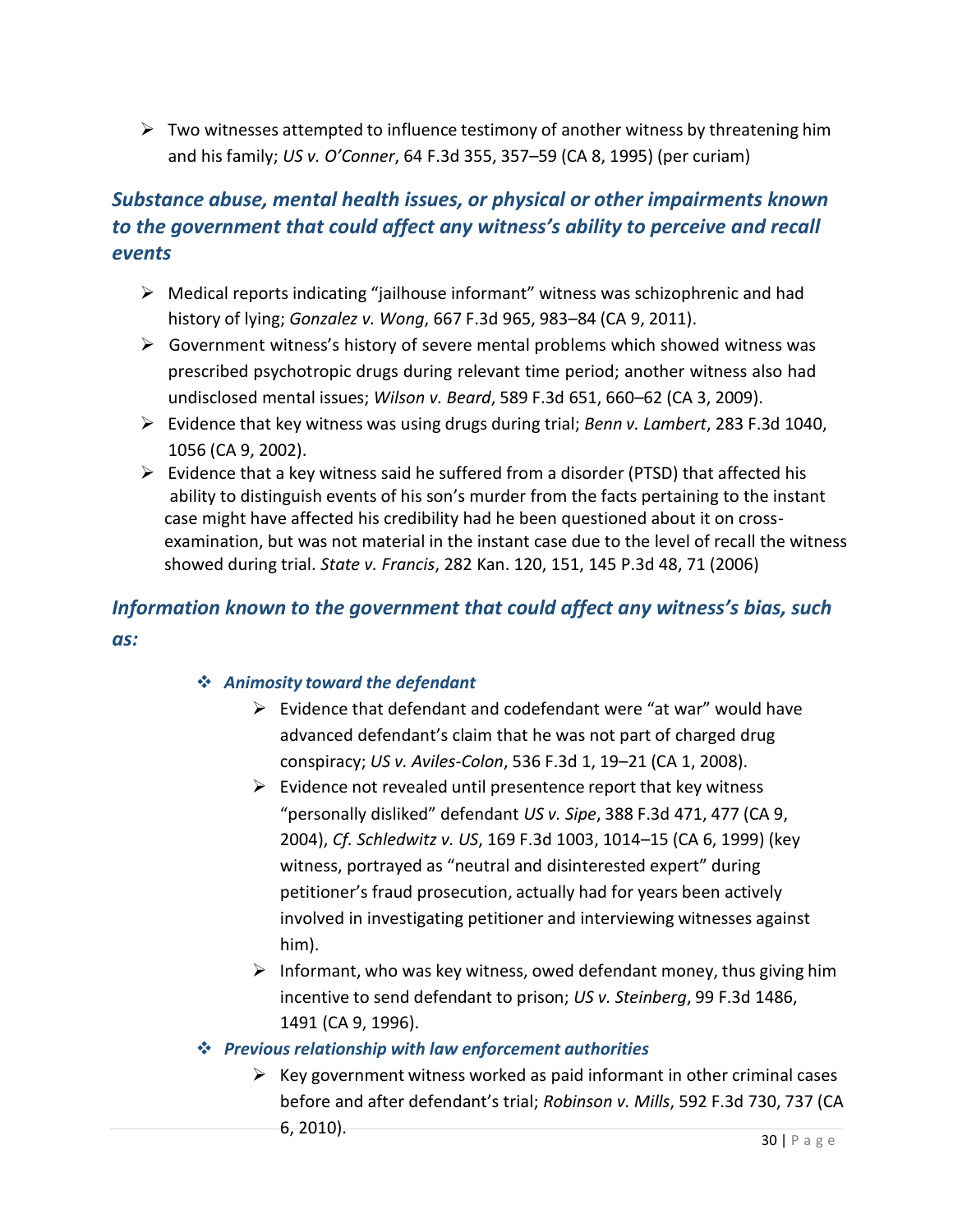- Two witnesses attempted to influence testimony of another witness by threatening him and his family; *US v. O'Conner*, 64 F.3d 355, 357–59 (CA 8, 1995) (per curiam)

### *Substance abuse, mental health issues, or physical or other impairments known to the government that could affect any witness's ability to perceive and recall events*

- Medical reports indicating "jailhouse informant" witness was schizophrenic and had history of lying; *Gonzalez v. Wong*, 667 F.3d 965, 983–84 (CA 9, 2011).
- Government witness's history of severe mental problems which showed witness was prescribed psychotropic drugs during relevant time period; another witness also had undisclosed mental issues; *Wilson v. Beard*, 589 F.3d 651, 660–62 (CA 3, 2009).
- Evidence that key witness was using drugs during trial; *Benn v. Lambert*, 283 F.3d 1040, 1056 (CA 9, 2002).
- Evidence that a key witness said he suffered from a disorder (PTSD) that affected his ability to distinguish events of his son's murder from the facts pertaining to the instant case might have affected his credibility had he been questioned about it on cross-examination, but was not material in the instant case due to the level of recall the witness showed during trial. *State v. Francis*, 282 Kan. 120, 151, 145 P.3d 48, 71 (2006)

### *Information known to the government that could affect any witness's bias, such as:*

- ***Animosity toward the defendant***
  - Evidence that defendant and codefendant were "at war" would have advanced defendant's claim that he was not part of charged drug conspiracy; *US v. Aviles-Colon*, 536 F.3d 1, 19–21 (CA 1, 2008).
  - Evidence not revealed until presentence report that key witness "personally disliked" defendant *US v. Sipe*, 388 F.3d 471, 477 (CA 9, 2004), *Cf. Schledwitz v. US*, 169 F.3d 1003, 1014–15 (CA 6, 1999) (key witness, portrayed as "neutral and disinterested expert" during petitioner's fraud prosecution, actually had for years been actively involved in investigating petitioner and interviewing witnesses against him).
  - Informant, who was key witness, owed defendant money, thus giving him incentive to send defendant to prison; *US v. Steinberg*, 99 F.3d 1486, 1491 (CA 9, 1996).
- ***Previous relationship with law enforcement authorities***
  - Key government witness worked as paid informant in other criminal cases before and after defendant's trial; *Robinson v. Mills*, 592 F.3d 730, 737 (CA 6, 2010).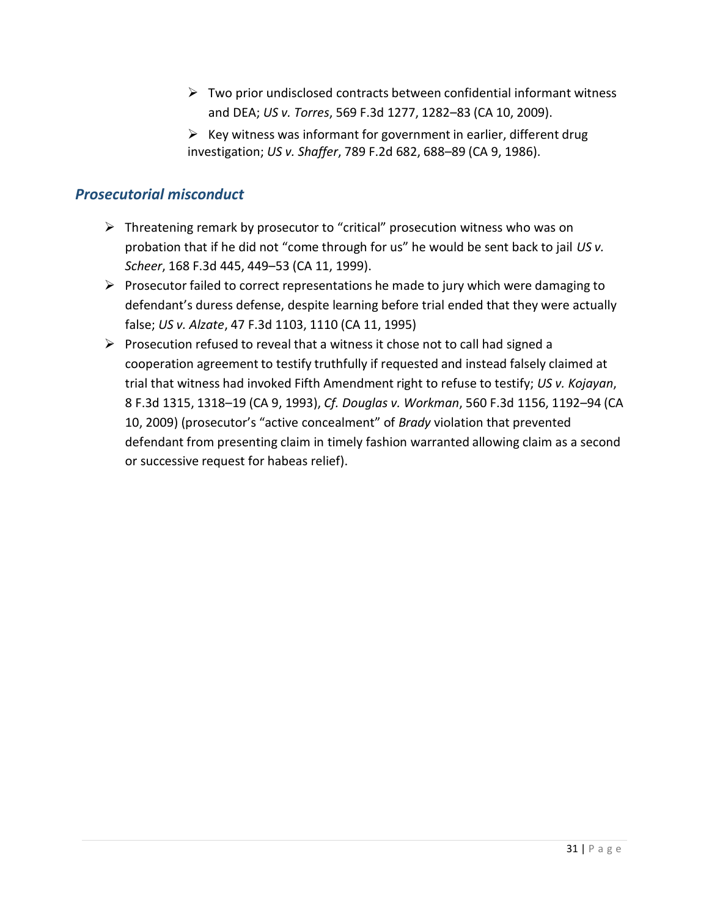- Two prior undisclosed contracts between confidential informant witness and DEA; *US v. Torres*, 569 F.3d 1277, 1282–83 (CA 10, 2009).
- Key witness was informant for government in earlier, different drug investigation; *US v. Shaffer*, 789 F.2d 682, 688–89 (CA 9, 1986).

## *Prosecutorial misconduct*

- Threatening remark by prosecutor to "critical" prosecution witness who was on probation that if he did not "come through for us" he would be sent back to jail *US v. Scheer*, 168 F.3d 445, 449–53 (CA 11, 1999).
- Prosecutor failed to correct representations he made to jury which were damaging to defendant's duress defense, despite learning before trial ended that they were actually false; *US v. Alzate*, 47 F.3d 1103, 1110 (CA 11, 1995)
- Prosecution refused to reveal that a witness it chose not to call had signed a cooperation agreement to testify truthfully if requested and instead falsely claimed at trial that witness had invoked Fifth Amendment right to refuse to testify; *US v. Kojayan*, 8 F.3d 1315, 1318–19 (CA 9, 1993), *Cf. Douglas v. Workman*, 560 F.3d 1156, 1192–94 (CA 10, 2009) (prosecutor's "active concealment" of *Brady* violation that prevented defendant from presenting claim in timely fashion warranted allowing claim as a second or successive request for habeas relief).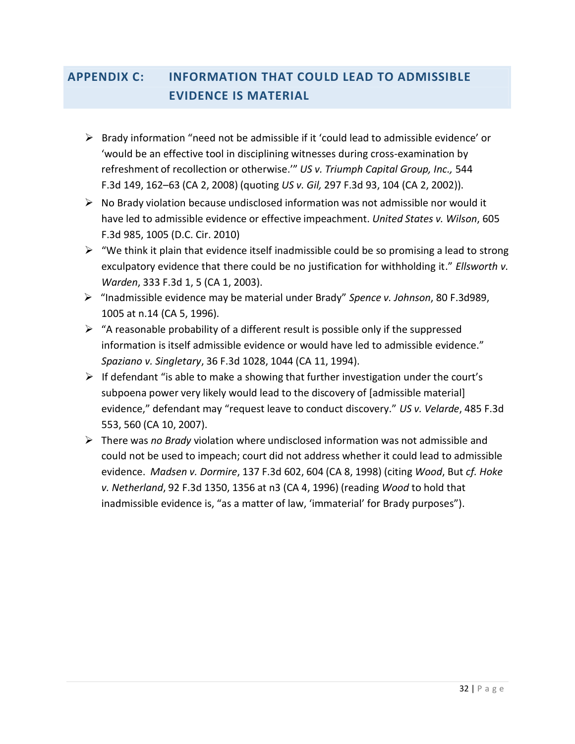## APPENDIX C: INFORMATION THAT COULD LEAD TO ADMISSIBLE EVIDENCE IS MATERIAL

- Brady information "need not be admissible if it 'could lead to admissible evidence' or 'would be an effective tool in disciplining witnesses during cross-examination by refreshment of recollection or otherwise.'" *US v. Triumph Capital Group, Inc.,* 544 F.3d 149, 162–63 (CA 2, 2008) (quoting *US v. Gil,* 297 F.3d 93, 104 (CA 2, 2002)).
- No Brady violation because undisclosed information was not admissible nor would it have led to admissible evidence or effective impeachment. *United States v. Wilson*, 605 F.3d 985, 1005 (D.C. Cir. 2010)
- "We think it plain that evidence itself inadmissible could be so promising a lead to strong exculpatory evidence that there could be no justification for withholding it." *Ellsworth v. Warden*, 333 F.3d 1, 5 (CA 1, 2003).
- "Inadmissible evidence may be material under Brady" *Spence v. Johnson*, 80 F.3d989, 1005 at n.14 (CA 5, 1996).
- "A reasonable probability of a different result is possible only if the suppressed information is itself admissible evidence or would have led to admissible evidence." *Spaziano v. Singletary*, 36 F.3d 1028, 1044 (CA 11, 1994).
- If defendant "is able to make a showing that further investigation under the court's subpoena power very likely would lead to the discovery of [admissible material] evidence," defendant may "request leave to conduct discovery." *US v. Velarde*, 485 F.3d 553, 560 (CA 10, 2007).
- There was *no Brady* violation where undisclosed information was not admissible and could not be used to impeach; court did not address whether it could lead to admissible evidence. *Madsen v. Dormire*, 137 F.3d 602, 604 (CA 8, 1998) (citing *Wood*, But *cf. Hoke v. Netherland*, 92 F.3d 1350, 1356 at n3 (CA 4, 1996) (reading *Wood* to hold that inadmissible evidence is, "as a matter of law, 'immaterial' for Brady purposes").